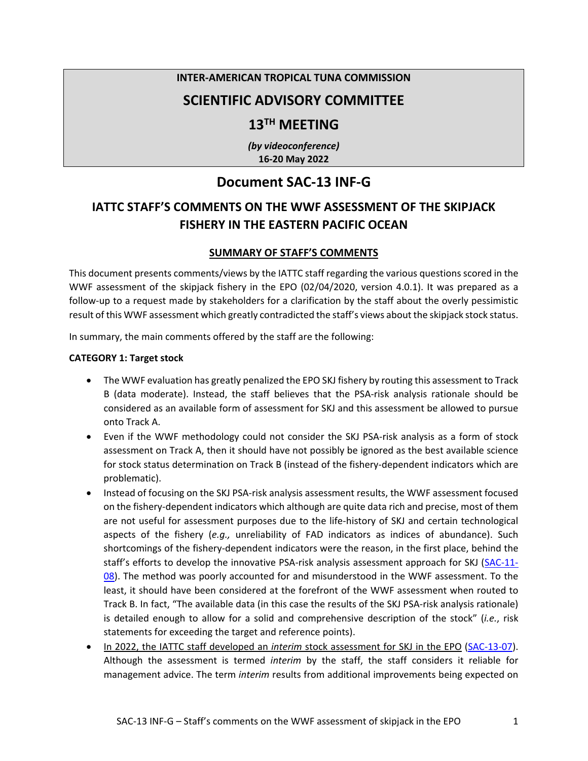**INTER-AMERICAN TROPICAL TUNA COMMISSION**

## SCIENTIFIC ADVISORY COMMITTEE

## 13[TH] MEETING

***(by videoconference)***
**16-20 May 2022**

# Document SAC-13 INF-G

## IATTC STAFF'S COMMENTS ON THE WWF ASSESSMENT OF THE SKIPJACK FISHERY IN THE EASTERN PACIFIC OCEAN

### SUMMARY OF STAFF'S COMMENTS

This document presents comments/views by the IATTC staff regarding the various questions scored in the WWF assessment of the skipjack fishery in the EPO (02/04/2020, version 4.0.1). It was prepared as a follow-up to a request made by stakeholders for a clarification by the staff about the overly pessimistic result of this WWF assessment which greatly contradicted the staff's views about the skipjack stock status.

In summary, the main comments offered by the staff are the following:

**CATEGORY 1: Target stock**

- The WWF evaluation has greatly penalized the EPO SKJ fishery by routing this assessment to Track B (data moderate). Instead, the staff believes that the PSA-risk analysis rationale should be considered as an available form of assessment for SKJ and this assessment be allowed to pursue onto Track A.
- Even if the WWF methodology could not consider the SKJ PSA-risk analysis as a form of stock assessment on Track A, then it should have not possibly be ignored as the best available science for stock status determination on Track B (instead of the fishery-dependent indicators which are problematic).
- Instead of focusing on the SKJ PSA-risk analysis assessment results, the WWF assessment focused on the fishery-dependent indicators which although are quite data rich and precise, most of them are not useful for assessment purposes due to the life-history of SKJ and certain technological aspects of the fishery (*e.g.,* unreliability of FAD indicators as indices of abundance). Such shortcomings of the fishery-dependent indicators were the reason, in the first place, behind the staff's efforts to develop the innovative PSA-risk analysis assessment approach for SKJ (SAC-11-08). The method was poorly accounted for and misunderstood in the WWF assessment. To the least, it should have been considered at the forefront of the WWF assessment when routed to Track B. In fact, "The available data (in this case the results of the SKJ PSA-risk analysis rationale) is detailed enough to allow for a solid and comprehensive description of the stock" (*i.e.*, risk statements for exceeding the target and reference points).
- In 2022, the IATTC staff developed an *interim* stock assessment for SKJ in the EPO (SAC-13-07). Although the assessment is termed *interim* by the staff, the staff considers it reliable for management advice. The term *interim* results from additional improvements being expected on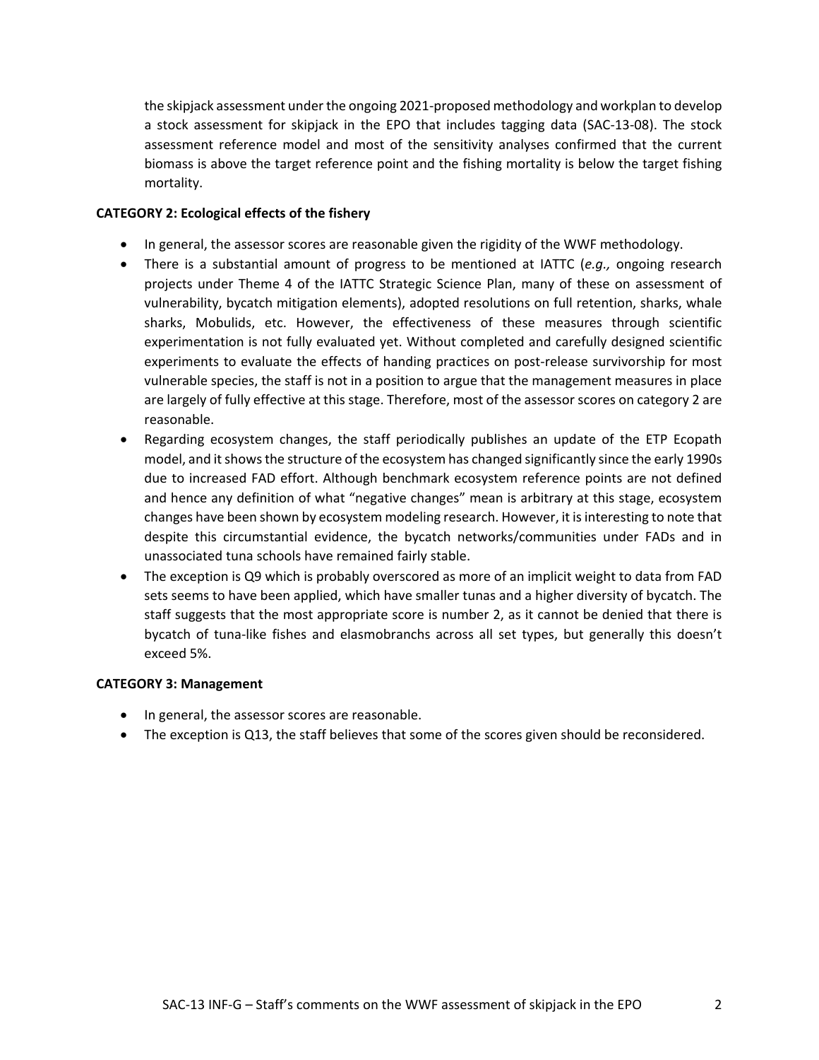the skipjack assessment under the ongoing 2021-proposed methodology and workplan to develop a stock assessment for skipjack in the EPO that includes tagging data (SAC-13-08). The stock assessment reference model and most of the sensitivity analyses confirmed that the current biomass is above the target reference point and the fishing mortality is below the target fishing mortality.

**CATEGORY 2: Ecological effects of the fishery**

- In general, the assessor scores are reasonable given the rigidity of the WWF methodology.
- There is a substantial amount of progress to be mentioned at IATTC (*e.g.,* ongoing research projects under Theme 4 of the IATTC Strategic Science Plan, many of these on assessment of vulnerability, bycatch mitigation elements), adopted resolutions on full retention, sharks, whale sharks, Mobulids, etc. However, the effectiveness of these measures through scientific experimentation is not fully evaluated yet. Without completed and carefully designed scientific experiments to evaluate the effects of handing practices on post-release survivorship for most vulnerable species, the staff is not in a position to argue that the management measures in place are largely of fully effective at this stage. Therefore, most of the assessor scores on category 2 are reasonable.
- Regarding ecosystem changes, the staff periodically publishes an update of the ETP Ecopath model, and it shows the structure of the ecosystem has changed significantly since the early 1990s due to increased FAD effort. Although benchmark ecosystem reference points are not defined and hence any definition of what "negative changes" mean is arbitrary at this stage, ecosystem changes have been shown by ecosystem modeling research. However, it is interesting to note that despite this circumstantial evidence, the bycatch networks/communities under FADs and in unassociated tuna schools have remained fairly stable.
- The exception is Q9 which is probably overscored as more of an implicit weight to data from FAD sets seems to have been applied, which have smaller tunas and a higher diversity of bycatch. The staff suggests that the most appropriate score is number 2, as it cannot be denied that there is bycatch of tuna-like fishes and elasmobranchs across all set types, but generally this doesn't exceed 5%.

**CATEGORY 3: Management**

- In general, the assessor scores are reasonable.
- The exception is Q13, the staff believes that some of the scores given should be reconsidered.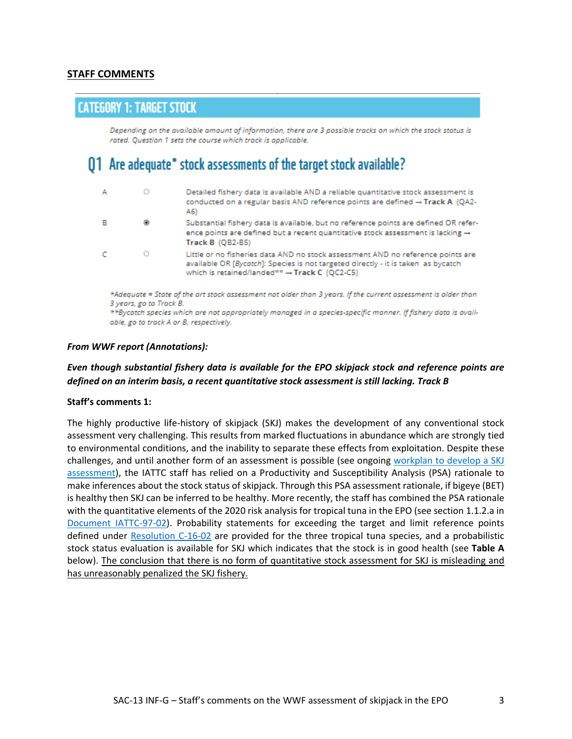**STAFF COMMENTS**

## CATEGORY 1: TARGET STOCK

*Depending on the available amount of information, there are 3 possible tracks on which the stock status is rated. Question 1 sets the course which track is applicable.*

## Q1 Are adequate* stock assessments of the target stock available?

| | | |
|---|---|---|
| A | ○ | Detailed fishery data is available AND a reliable quantitative stock assessment is conducted on a regular basis AND reference points are defined → **Track A** (QA2-A6) |
| B | ◉ | Substantial fishery data is available, but no reference points are defined OR reference points are defined but a recent quantitative stock assessment is lacking → **Track B** (QB2-B5) |
| C | ○ | Little or no fisheries data AND no stock assessment AND no reference points are available OR [*Bycatch*]: Species is not targeted directly - it is taken as bycatch which is retained/landed** → **Track C** (QC2-C5) |

*\*Adequate = State of the art stock assessment not older than 3 years. If the current assessment is older than 3 years, go to Track B.*
*\*\*Bycatch species which are not appropriately managed in a species-specific manner. If fishery data is available, go to track A or B, respectively.*

***From WWF report (Annotations):***

***Even though substantial fishery data is available for the EPO skipjack stock and reference points are defined on an interim basis, a recent quantitative stock assessment is still lacking. Track B***

**Staff's comments 1:**

The highly productive life-history of skipjack (SKJ) makes the development of any conventional stock assessment very challenging. This results from marked fluctuations in abundance which are strongly tied to environmental conditions, and the inability to separate these effects from exploitation. Despite these challenges, and until another form of an assessment is possible (see ongoing workplan to develop a SKJ assessment), the IATTC staff has relied on a Productivity and Susceptibility Analysis (PSA) rationale to make inferences about the stock status of skipjack. Through this PSA assessment rationale, if bigeye (BET) is healthy then SKJ can be inferred to be healthy. More recently, the staff has combined the PSA rationale with the quantitative elements of the 2020 risk analysis for tropical tuna in the EPO (see section 1.1.2.a in Document IATTC-97-02). Probability statements for exceeding the target and limit reference points defined under Resolution C-16-02 are provided for the three tropical tuna species, and a probabilistic stock status evaluation is available for SKJ which indicates that the stock is in good health (see **Table A** below). The conclusion that there is no form of quantitative stock assessment for SKJ is misleading and has unreasonably penalized the SKJ fishery.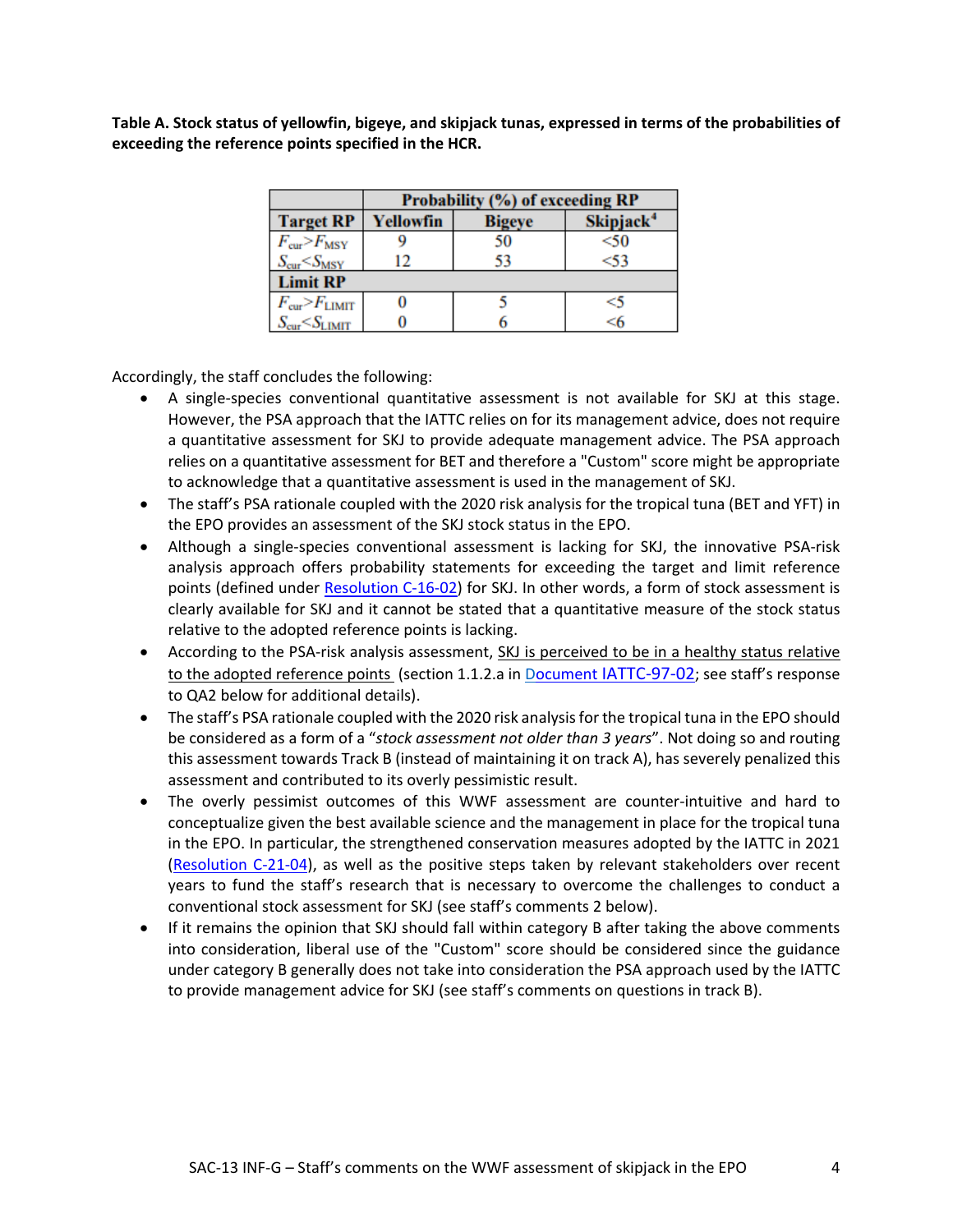**Table A. Stock status of yellowfin, bigeye, and skipjack tunas, expressed in terms of the probabilities of exceeding the reference points specified in the HCR.**

| | Probability (%) of exceeding RP | | |
|---|---|---|---|
| **Target RP** | **Yellowfin** | **Bigeye** | **Skipjack**[4] |
| $F_{cur} > F_{MSY}$ | 9 | 50 | <50 |
| $S_{cur} < S_{MSY}$ | 12 | 53 | <53 |
| **Limit RP** | | | |
| $F_{cur} > F_{LIMIT}$ | 0 | 5 | <5 |
| $S_{cur} < S_{LIMIT}$ | 0 | 6 | <6 |

Accordingly, the staff concludes the following:

- A single-species conventional quantitative assessment is not available for SKJ at this stage. However, the PSA approach that the IATTC relies on for its management advice, does not require a quantitative assessment for SKJ to provide adequate management advice. The PSA approach relies on a quantitative assessment for BET and therefore a "Custom" score might be appropriate to acknowledge that a quantitative assessment is used in the management of SKJ.
- The staff's PSA rationale coupled with the 2020 risk analysis for the tropical tuna (BET and YFT) in the EPO provides an assessment of the SKJ stock status in the EPO.
- Although a single-species conventional assessment is lacking for SKJ, the innovative PSA-risk analysis approach offers probability statements for exceeding the target and limit reference points (defined under Resolution C-16-02) for SKJ. In other words, a form of stock assessment is clearly available for SKJ and it cannot be stated that a quantitative measure of the stock status relative to the adopted reference points is lacking.
- According to the PSA-risk analysis assessment, SKJ is perceived to be in a healthy status relative to the adopted reference points (section 1.1.2.a in Document IATTC-97-02; see staff's response to QA2 below for additional details).
- The staff's PSA rationale coupled with the 2020 risk analysis for the tropical tuna in the EPO should be considered as a form of a "*stock assessment not older than 3 years*". Not doing so and routing this assessment towards Track B (instead of maintaining it on track A), has severely penalized this assessment and contributed to its overly pessimistic result.
- The overly pessimist outcomes of this WWF assessment are counter-intuitive and hard to conceptualize given the best available science and the management in place for the tropical tuna in the EPO. In particular, the strengthened conservation measures adopted by the IATTC in 2021 (Resolution C-21-04), as well as the positive steps taken by relevant stakeholders over recent years to fund the staff's research that is necessary to overcome the challenges to conduct a conventional stock assessment for SKJ (see staff's comments 2 below).
- If it remains the opinion that SKJ should fall within category B after taking the above comments into consideration, liberal use of the "Custom" score should be considered since the guidance under category B generally does not take into consideration the PSA approach used by the IATTC to provide management advice for SKJ (see staff's comments on questions in track B).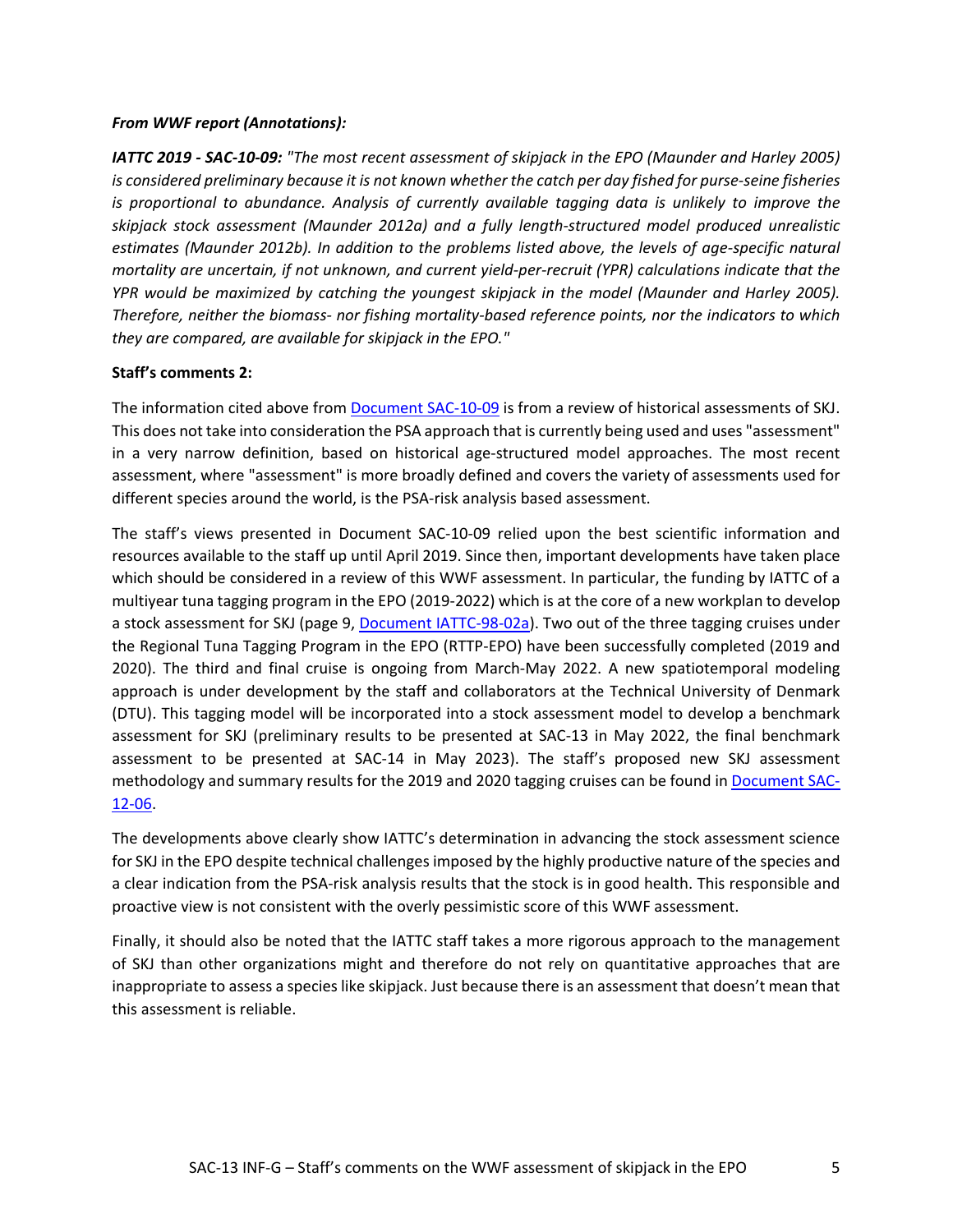***From WWF report (Annotations):***

***IATTC 2019 - SAC-10-09:*** *"The most recent assessment of skipjack in the EPO (Maunder and Harley 2005) is considered preliminary because it is not known whether the catch per day fished for purse-seine fisheries is proportional to abundance. Analysis of currently available tagging data is unlikely to improve the skipjack stock assessment (Maunder 2012a) and a fully length-structured model produced unrealistic estimates (Maunder 2012b). In addition to the problems listed above, the levels of age-specific natural mortality are uncertain, if not unknown, and current yield-per-recruit (YPR) calculations indicate that the YPR would be maximized by catching the youngest skipjack in the model (Maunder and Harley 2005). Therefore, neither the biomass- nor fishing mortality-based reference points, nor the indicators to which they are compared, are available for skipjack in the EPO."*

**Staff's comments 2:**

The information cited above from Document SAC-10-09 is from a review of historical assessments of SKJ. This does not take into consideration the PSA approach that is currently being used and uses "assessment" in a very narrow definition, based on historical age-structured model approaches. The most recent assessment, where "assessment" is more broadly defined and covers the variety of assessments used for different species around the world, is the PSA-risk analysis based assessment.

The staff's views presented in Document SAC-10-09 relied upon the best scientific information and resources available to the staff up until April 2019. Since then, important developments have taken place which should be considered in a review of this WWF assessment. In particular, the funding by IATTC of a multiyear tuna tagging program in the EPO (2019-2022) which is at the core of a new workplan to develop a stock assessment for SKJ (page 9, Document IATTC-98-02a). Two out of the three tagging cruises under the Regional Tuna Tagging Program in the EPO (RTTP-EPO) have been successfully completed (2019 and 2020). The third and final cruise is ongoing from March-May 2022. A new spatiotemporal modeling approach is under development by the staff and collaborators at the Technical University of Denmark (DTU). This tagging model will be incorporated into a stock assessment model to develop a benchmark assessment for SKJ (preliminary results to be presented at SAC-13 in May 2022, the final benchmark assessment to be presented at SAC-14 in May 2023). The staff's proposed new SKJ assessment methodology and summary results for the 2019 and 2020 tagging cruises can be found in Document SAC-12-06.

The developments above clearly show IATTC's determination in advancing the stock assessment science for SKJ in the EPO despite technical challenges imposed by the highly productive nature of the species and a clear indication from the PSA-risk analysis results that the stock is in good health. This responsible and proactive view is not consistent with the overly pessimistic score of this WWF assessment.

Finally, it should also be noted that the IATTC staff takes a more rigorous approach to the management of SKJ than other organizations might and therefore do not rely on quantitative approaches that are inappropriate to assess a species like skipjack. Just because there is an assessment that doesn't mean that this assessment is reliable.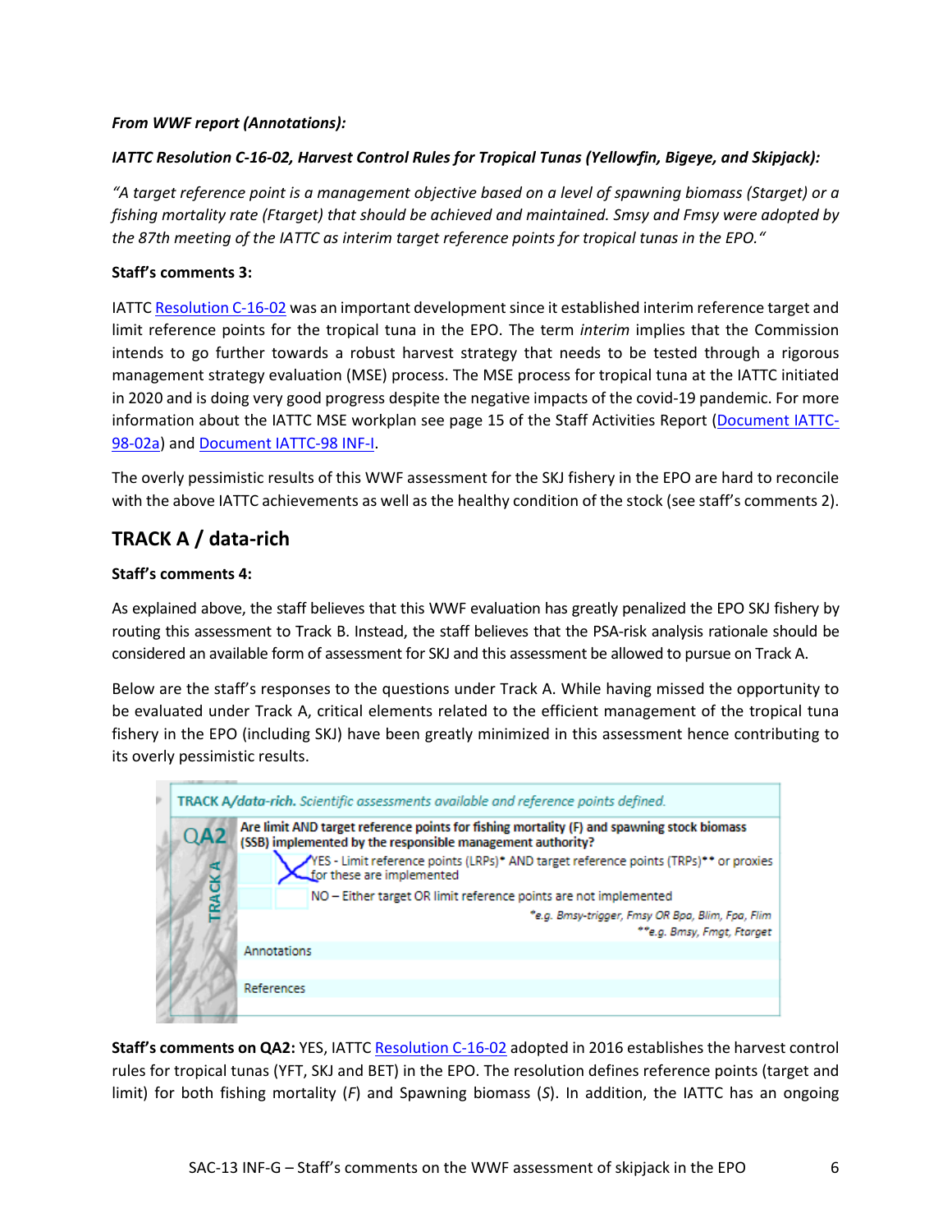***From WWF report (Annotations):***

***IATTC Resolution C-16-02, Harvest Control Rules for Tropical Tunas (Yellowfin, Bigeye, and Skipjack):***

*"A target reference point is a management objective based on a level of spawning biomass (Starget) or a fishing mortality rate (Ftarget) that should be achieved and maintained. Smsy and Fmsy were adopted by the 87th meeting of the IATTC as interim target reference points for tropical tunas in the EPO."*

**Staff's comments 3:**

IATTC Resolution C-16-02 was an important development since it established interim reference target and limit reference points for the tropical tuna in the EPO. The term *interim* implies that the Commission intends to go further towards a robust harvest strategy that needs to be tested through a rigorous management strategy evaluation (MSE) process. The MSE process for tropical tuna at the IATTC initiated in 2020 and is doing very good progress despite the negative impacts of the covid-19 pandemic. For more information about the IATTC MSE workplan see page 15 of the Staff Activities Report (Document IATTC-98-02a) and Document IATTC-98 INF-I.

The overly pessimistic results of this WWF assessment for the SKJ fishery in the EPO are hard to reconcile with the above IATTC achievements as well as the healthy condition of the stock (see staff's comments 2).

## TRACK A / data-rich

**Staff's comments 4:**

As explained above, the staff believes that this WWF evaluation has greatly penalized the EPO SKJ fishery by routing this assessment to Track B. Instead, the staff believes that the PSA-risk analysis rationale should be considered an available form of assessment for SKJ and this assessment be allowed to pursue on Track A.

Below are the staff's responses to the questions under Track A. While having missed the opportunity to be evaluated under Track A, critical elements related to the efficient management of the tropical tuna fishery in the EPO (including SKJ) have been greatly minimized in this assessment hence contributing to its overly pessimistic results.

| **TRACK A/data-rich.** *Scientific assessments available and reference points defined.* | | |
|---|---|---|
| QA2 (TRACK A) | **Are limit AND target reference points for fishing mortality (F) and spawning stock biomass (SSB) implemented by the responsible management authority?** | |
| | X | YES - Limit reference points (LRPs)* AND target reference points (TRPs)** or proxies for these are implemented |
| | | NO – Either target OR limit reference points are not implemented |
| | | *\*e.g. Bmsy-trigger, Fmsy OR Bpa, Blim, Fpa, Flim* <br> *\*\*e.g. Bmsy, Fmgt, Ftarget* |
| | Annotations | |
| | References | |

**Staff's comments on QA2:** YES, IATTC Resolution C-16-02 adopted in 2016 establishes the harvest control rules for tropical tunas (YFT, SKJ and BET) in the EPO. The resolution defines reference points (target and limit) for both fishing mortality (*F*) and Spawning biomass (*S*). In addition, the IATTC has an ongoing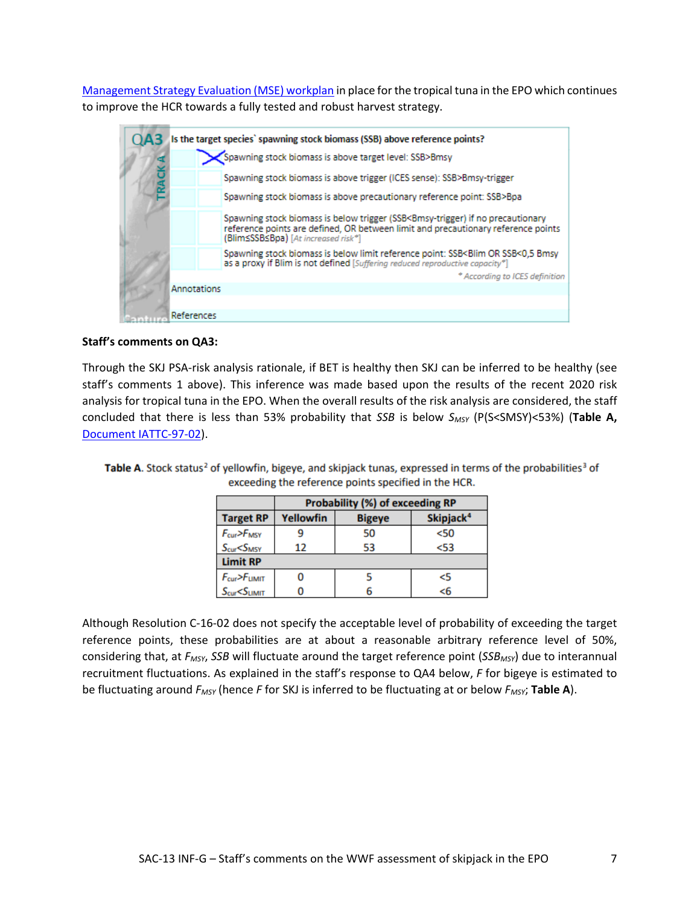Management Strategy Evaluation (MSE) workplan in place for the tropical tuna in the EPO which continues to improve the HCR towards a fully tested and robust harvest strategy.

| QA3 TRACK A | | Is the target species` spawning stock biomass (SSB) above reference points? |
|---|---|---|
| | X | Spawning stock biomass is above target level: SSB>Bmsy |
| | | Spawning stock biomass is above trigger (ICES sense): SSB>Bmsy-trigger |
| | | Spawning stock biomass is above precautionary reference point: SSB>Bpa |
| | | Spawning stock biomass is below trigger (SSB<Bmsy-trigger) if no precautionary reference points are defined, OR between limit and precautionary reference points (Blim≤SSB≤Bpa) [At increased risk*] |
| | | Spawning stock biomass is below limit reference point: SSB<Blim OR SSB<0,5 Bmsy as a proxy if Blim is not defined [Suffering reduced reproductive capacity*] |
| | | * According to ICES definition |
| | Annotations | |
| | References | |

**Staff's comments on QA3:**

Through the SKJ PSA-risk analysis rationale, if BET is healthy then SKJ can be inferred to be healthy (see staff's comments 1 above). This inference was made based upon the results of the recent 2020 risk analysis for tropical tuna in the EPO. When the overall results of the risk analysis are considered, the staff concluded that there is less than 53% probability that *SSB* is below $S_{MSY}$ (P(S<SMSY)<53%) (**Table A,** Document IATTC-97-02).

**Table A**. Stock status[2] of yellowfin, bigeye, and skipjack tunas, expressed in terms of the probabilities[3] of exceeding the reference points specified in the HCR.

| | Probability (%) of exceeding RP | | |
|---|---|---|---|
| **Target RP** | **Yellowfin** | **Bigeye** | **Skipjack[4]** |
| $F_{cur}>F_{MSY}$ | 9 | 50 | <50 |
| $S_{cur}<S_{MSY}$ | 12 | 53 | <53 |
| **Limit RP** | | | |
| $F_{cur}>F_{LIMIT}$ | 0 | 5 | <5 |
| $S_{cur}<S_{LIMIT}$ | 0 | 6 | <6 |

Although Resolution C-16-02 does not specify the acceptable level of probability of exceeding the target reference points, these probabilities are at about a reasonable arbitrary reference level of 50%, considering that, at $F_{MSY}$, *SSB* will fluctuate around the target reference point ($SSB_{MSY}$) due to interannual recruitment fluctuations. As explained in the staff's response to QA4 below, *F* for bigeye is estimated to be fluctuating around $F_{MSY}$ (hence *F* for SKJ is inferred to be fluctuating at or below $F_{MSY}$; **Table A**).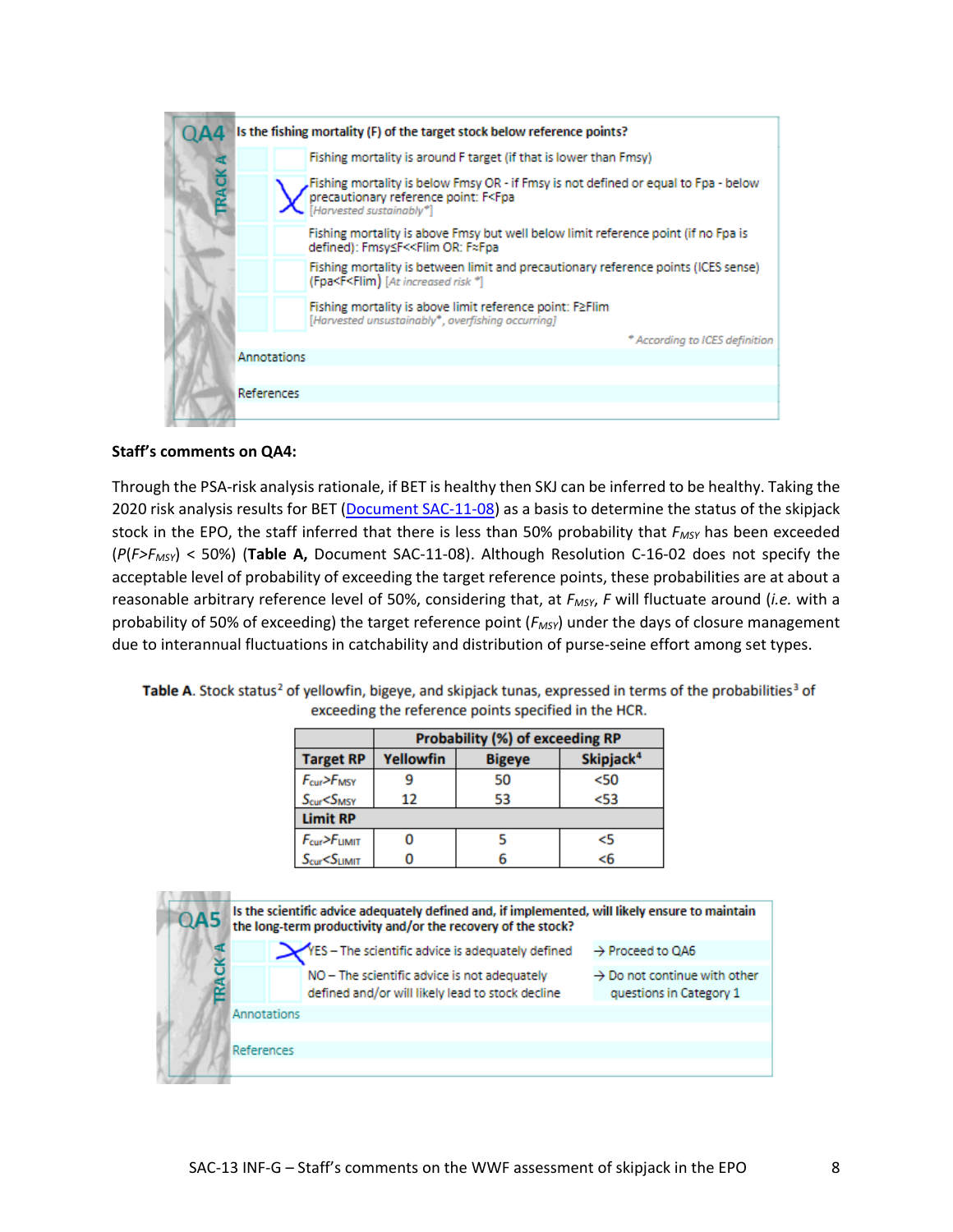## QA4 — TRACK A

**Is the fishing mortality (F) of the target stock below reference points?**

| | |
|---|---|
| | Fishing mortality is around F target (if that is lower than Fmsy) |
| X | Fishing mortality is below Fmsy OR - if Fmsy is not defined or equal to Fpa - below precautionary reference point: F<Fpa [Harvested sustainably*] |
| | Fishing mortality is above Fmsy but well below limit reference point (if no Fpa is defined): Fmsy≤F<<Flim OR: F≈Fpa |
| | Fishing mortality is between limit and precautionary reference points (ICES sense) (Fpa<F<Flim) [At increased risk *] |
| | Fishing mortality is above limit reference point: F≥Flim [Harvested unsustainably*, overfishing occurring] |

* According to ICES definition

Annotations

References

**Staff's comments on QA4:**

Through the PSA-risk analysis rationale, if BET is healthy then SKJ can be inferred to be healthy. Taking the 2020 risk analysis results for BET (Document SAC-11-08) as a basis to determine the status of the skipjack stock in the EPO, the staff inferred that there is less than 50% probability that $F_{MSY}$ has been exceeded ($P(F>F_{MSY})$ < 50%) (**Table A,** Document SAC-11-08). Although Resolution C-16-02 does not specify the acceptable level of probability of exceeding the target reference points, these probabilities are at about a reasonable arbitrary reference level of 50%, considering that, at $F_{MSY}$, $F$ will fluctuate around (*i.e.* with a probability of 50% of exceeding) the target reference point ($F_{MSY}$) under the days of closure management due to interannual fluctuations in catchability and distribution of purse-seine effort among set types.

**Table A**. Stock status[2] of yellowfin, bigeye, and skipjack tunas, expressed in terms of the probabilities[3] of exceeding the reference points specified in the HCR.

| | Probability (%) of exceeding RP | | |
|---|---|---|---|
| **Target RP** | **Yellowfin** | **Bigeye** | **Skipjack[4]** |
| $F_{cur}>F_{MSY}$ | 9 | 50 | <50 |
| $S_{cur}<S_{MSY}$ | 12 | 53 | <53 |
| **Limit RP** | | | |
| $F_{cur}>F_{LIMIT}$ | 0 | 5 | <5 |
| $S_{cur}<S_{LIMIT}$ | 0 | 6 | <6 |

## QA5 — TRACK A

**Is the scientific advice adequately defined and, if implemented, will likely ensure to maintain the long-term productivity and/or the recovery of the stock?**

| | | |
|---|---|---|
| X | YES – The scientific advice is adequately defined | → Proceed to QA6 |
| | NO – The scientific advice is not adequately defined and/or will likely lead to stock decline | → Do not continue with other questions in Category 1 |

Annotations

References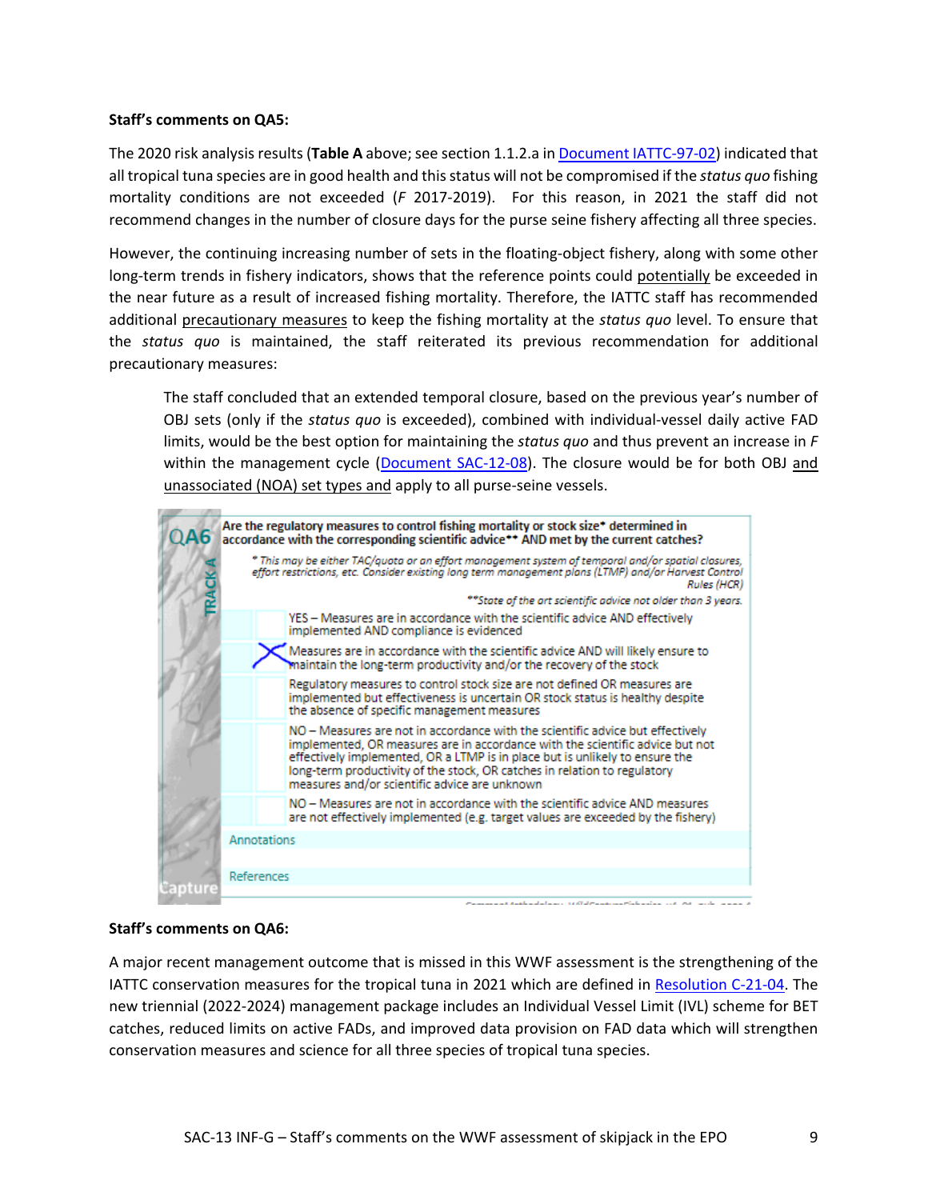**Staff's comments on QA5:**

The 2020 risk analysis results (**Table A** above; see section 1.1.2.a in Document IATTC-97-02) indicated that all tropical tuna species are in good health and this status will not be compromised if the *status quo* fishing mortality conditions are not exceeded (*F* 2017-2019). For this reason, in 2021 the staff did not recommend changes in the number of closure days for the purse seine fishery affecting all three species.

However, the continuing increasing number of sets in the floating-object fishery, along with some other long-term trends in fishery indicators, shows that the reference points could potentially be exceeded in the near future as a result of increased fishing mortality. Therefore, the IATTC staff has recommended additional precautionary measures to keep the fishing mortality at the *status quo* level. To ensure that the *status quo* is maintained, the staff reiterated its previous recommendation for additional precautionary measures:

> The staff concluded that an extended temporal closure, based on the previous year's number of OBJ sets (only if the *status quo* is exceeded), combined with individual-vessel daily active FAD limits, would be the best option for maintaining the *status quo* and thus prevent an increase in *F* within the management cycle (Document SAC-12-08). The closure would be for both OBJ and unassociated (NOA) set types and apply to all purse-seine vessels.

| QA6 TRACK A | | Are the regulatory measures to control fishing mortality or stock size* determined in accordance with the corresponding scientific advice** AND met by the current catches? |
|---|---|---|
| | | * This may be either TAC/quota or an effort management system of temporal and/or spatial closures, effort restrictions, etc. Consider existing long term management plans (LTMP) and/or Harvest Control Rules (HCR) |
| | | **State of the art scientific advice not older than 3 years. |
| | | YES – Measures are in accordance with the scientific advice AND effectively implemented AND compliance is evidenced |
| | X | Measures are in accordance with the scientific advice AND will likely ensure to maintain the long-term productivity and/or the recovery of the stock |
| | | Regulatory measures to control stock size are not defined OR measures are implemented but effectiveness is uncertain OR stock status is healthy despite the absence of specific management measures |
| | | NO – Measures are not in accordance with the scientific advice but effectively implemented, OR measures are in accordance with the scientific advice but not effectively implemented, OR a LTMP is in place but is unlikely to ensure the long-term productivity of the stock, OR catches in relation to regulatory measures and/or scientific advice are unknown |
| | | NO – Measures are not in accordance with the scientific advice AND measures are not effectively implemented (e.g. target values are exceeded by the fishery) |
| | | Annotations |
| | | References |

**Staff's comments on QA6:**

A major recent management outcome that is missed in this WWF assessment is the strengthening of the IATTC conservation measures for the tropical tuna in 2021 which are defined in Resolution C-21-04. The new triennial (2022-2024) management package includes an Individual Vessel Limit (IVL) scheme for BET catches, reduced limits on active FADs, and improved data provision on FAD data which will strengthen conservation measures and science for all three species of tropical tuna species.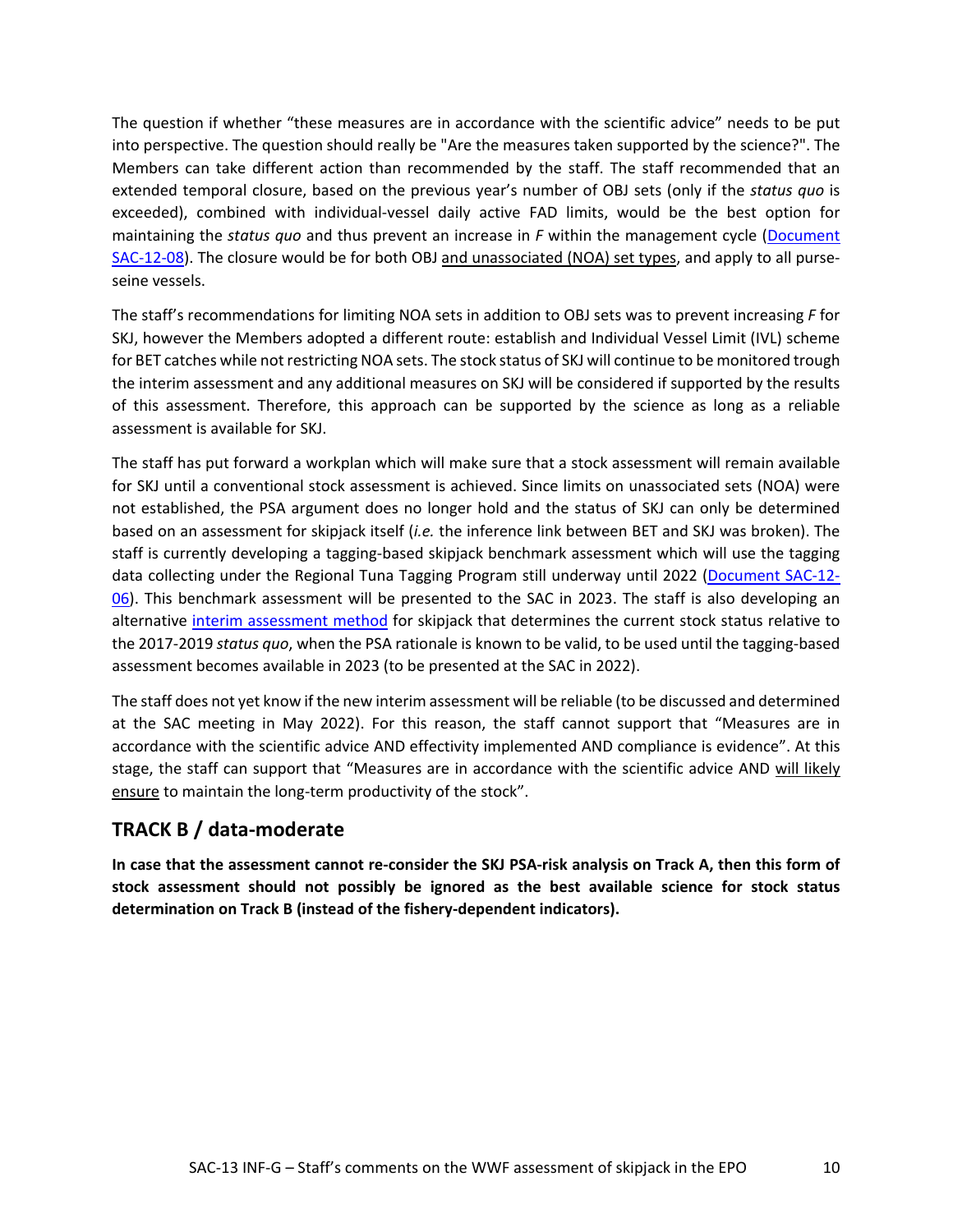The question if whether "these measures are in accordance with the scientific advice" needs to be put into perspective. The question should really be "Are the measures taken supported by the science?". The Members can take different action than recommended by the staff. The staff recommended that an extended temporal closure, based on the previous year's number of OBJ sets (only if the *status quo* is exceeded), combined with individual-vessel daily active FAD limits, would be the best option for maintaining the *status quo* and thus prevent an increase in *F* within the management cycle (Document SAC-12-08). The closure would be for both OBJ and unassociated (NOA) set types, and apply to all purse-seine vessels.

The staff's recommendations for limiting NOA sets in addition to OBJ sets was to prevent increasing *F* for SKJ, however the Members adopted a different route: establish and Individual Vessel Limit (IVL) scheme for BET catches while not restricting NOA sets. The stock status of SKJ will continue to be monitored trough the interim assessment and any additional measures on SKJ will be considered if supported by the results of this assessment. Therefore, this approach can be supported by the science as long as a reliable assessment is available for SKJ.

The staff has put forward a workplan which will make sure that a stock assessment will remain available for SKJ until a conventional stock assessment is achieved. Since limits on unassociated sets (NOA) were not established, the PSA argument does no longer hold and the status of SKJ can only be determined based on an assessment for skipjack itself (*i.e.* the inference link between BET and SKJ was broken). The staff is currently developing a tagging-based skipjack benchmark assessment which will use the tagging data collecting under the Regional Tuna Tagging Program still underway until 2022 (Document SAC-12-06). This benchmark assessment will be presented to the SAC in 2023. The staff is also developing an alternative interim assessment method for skipjack that determines the current stock status relative to the 2017-2019 *status quo*, when the PSA rationale is known to be valid, to be used until the tagging-based assessment becomes available in 2023 (to be presented at the SAC in 2022).

The staff does not yet know if the new interim assessment will be reliable (to be discussed and determined at the SAC meeting in May 2022). For this reason, the staff cannot support that "Measures are in accordance with the scientific advice AND effectivity implemented AND compliance is evidence". At this stage, the staff can support that "Measures are in accordance with the scientific advice AND will likely ensure to maintain the long-term productivity of the stock".

## TRACK B / data-moderate

**In case that the assessment cannot re-consider the SKJ PSA-risk analysis on Track A, then this form of stock assessment should not possibly be ignored as the best available science for stock status determination on Track B (instead of the fishery-dependent indicators).**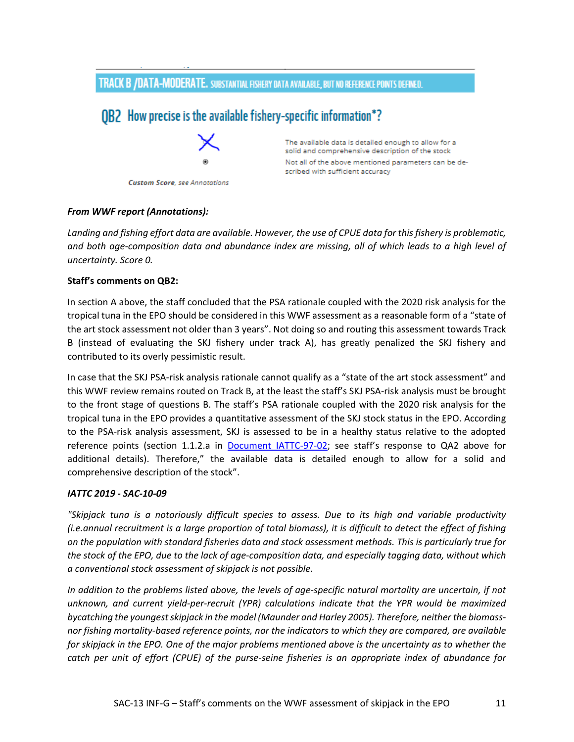**TRACK B /DATA-MODERATE.** SUBSTANTIAL FISHERY DATA AVAILABLE, BUT NO REFERENCE POINTS DEFINED.

## QB2 How precise is the available fishery-specific information*?

X — The available data is detailed enough to allow for a solid and comprehensive description of the stock

◉ — Not all of the above mentioned parameters can be described with sufficient accuracy

*Custom Score, see Annotations*

***From WWF report (Annotations):***

*Landing and fishing effort data are available. However, the use of CPUE data for this fishery is problematic, and both age-composition data and abundance index are missing, all of which leads to a high level of uncertainty. Score 0.*

**Staff's comments on QB2:**

In section A above, the staff concluded that the PSA rationale coupled with the 2020 risk analysis for the tropical tuna in the EPO should be considered in this WWF assessment as a reasonable form of a "state of the art stock assessment not older than 3 years". Not doing so and routing this assessment towards Track B (instead of evaluating the SKJ fishery under track A), has greatly penalized the SKJ fishery and contributed to its overly pessimistic result.

In case that the SKJ PSA-risk analysis rationale cannot qualify as a "state of the art stock assessment" and this WWF review remains routed on Track B, at the least the staff's SKJ PSA-risk analysis must be brought to the front stage of questions B. The staff's PSA rationale coupled with the 2020 risk analysis for the tropical tuna in the EPO provides a quantitative assessment of the SKJ stock status in the EPO. According to the PSA-risk analysis assessment, SKJ is assessed to be in a healthy status relative to the adopted reference points (section 1.1.2.a in Document IATTC-97-02; see staff's response to QA2 above for additional details). Therefore," the available data is detailed enough to allow for a solid and comprehensive description of the stock".

***IATTC 2019 - SAC-10-09***

*"Skipjack tuna is a notoriously difficult species to assess. Due to its high and variable productivity (i.e.annual recruitment is a large proportion of total biomass), it is difficult to detect the effect of fishing on the population with standard fisheries data and stock assessment methods. This is particularly true for the stock of the EPO, due to the lack of age-composition data, and especially tagging data, without which a conventional stock assessment of skipjack is not possible.*

*In addition to the problems listed above, the levels of age-specific natural mortality are uncertain, if not unknown, and current yield-per-recruit (YPR) calculations indicate that the YPR would be maximized bycatching the youngest skipjack in the model (Maunder and Harley 2005). Therefore, neither the biomass- nor fishing mortality-based reference points, nor the indicators to which they are compared, are available for skipjack in the EPO. One of the major problems mentioned above is the uncertainty as to whether the catch per unit of effort (CPUE) of the purse-seine fisheries is an appropriate index of abundance for*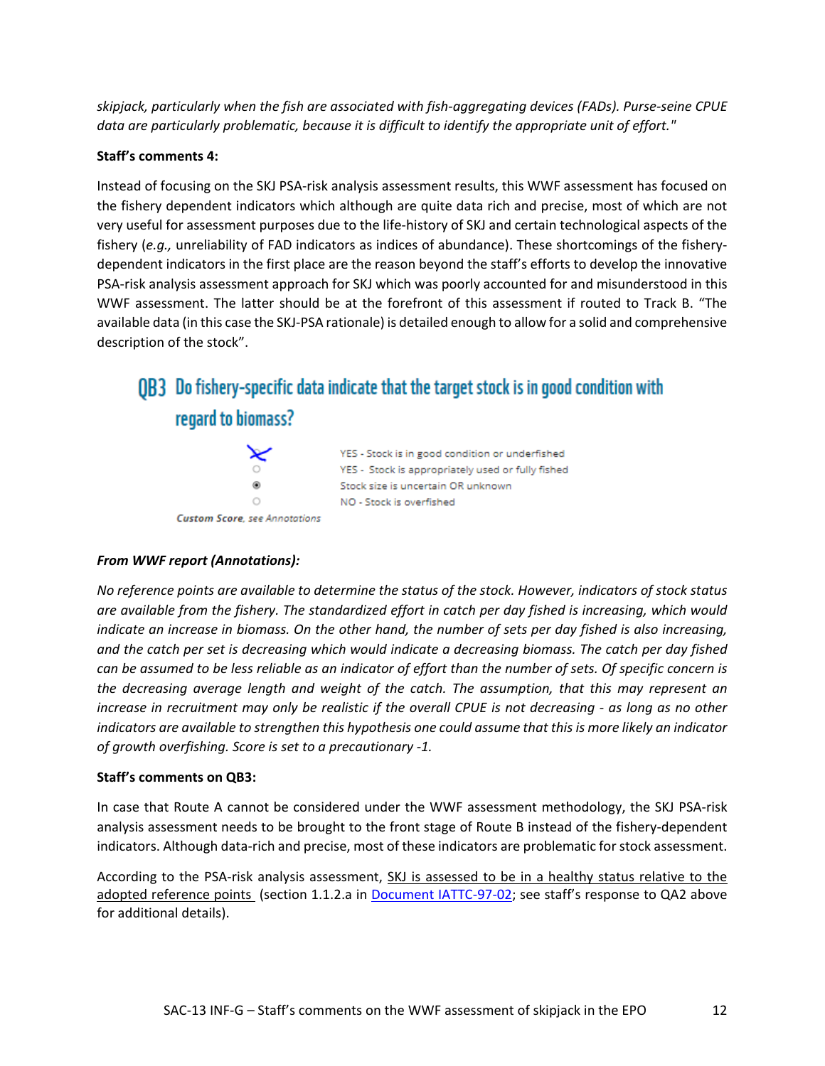*skipjack, particularly when the fish are associated with fish-aggregating devices (FADs). Purse-seine CPUE data are particularly problematic, because it is difficult to identify the appropriate unit of effort."*

**Staff's comments 4:**

Instead of focusing on the SKJ PSA-risk analysis assessment results, this WWF assessment has focused on the fishery dependent indicators which although are quite data rich and precise, most of which are not very useful for assessment purposes due to the life-history of SKJ and certain technological aspects of the fishery (*e.g.,* unreliability of FAD indicators as indices of abundance). These shortcomings of the fishery-dependent indicators in the first place are the reason beyond the staff's efforts to develop the innovative PSA-risk analysis assessment approach for SKJ which was poorly accounted for and misunderstood in this WWF assessment. The latter should be at the forefront of this assessment if routed to Track B. "The available data (in this case the SKJ-PSA rationale) is detailed enough to allow for a solid and comprehensive description of the stock".

## QB3 Do fishery-specific data indicate that the target stock is in good condition with regard to biomass?

- [X] YES - Stock is in good condition or underfished
- ○ YES - Stock is appropriately used or fully fished
- ◉ Stock size is uncertain OR unknown
- ○ NO - Stock is overfished

*Custom Score, see Annotations*

***From WWF report (Annotations):***

*No reference points are available to determine the status of the stock. However, indicators of stock status are available from the fishery. The standardized effort in catch per day fished is increasing, which would indicate an increase in biomass. On the other hand, the number of sets per day fished is also increasing, and the catch per set is decreasing which would indicate a decreasing biomass. The catch per day fished can be assumed to be less reliable as an indicator of effort than the number of sets. Of specific concern is the decreasing average length and weight of the catch. The assumption, that this may represent an increase in recruitment may only be realistic if the overall CPUE is not decreasing - as long as no other indicators are available to strengthen this hypothesis one could assume that this is more likely an indicator of growth overfishing. Score is set to a precautionary -1.*

**Staff's comments on QB3:**

In case that Route A cannot be considered under the WWF assessment methodology, the SKJ PSA-risk analysis assessment needs to be brought to the front stage of Route B instead of the fishery-dependent indicators. Although data-rich and precise, most of these indicators are problematic for stock assessment.

According to the PSA-risk analysis assessment, SKJ is assessed to be in a healthy status relative to the adopted reference points (section 1.1.2.a in Document IATTC-97-02; see staff's response to QA2 above for additional details).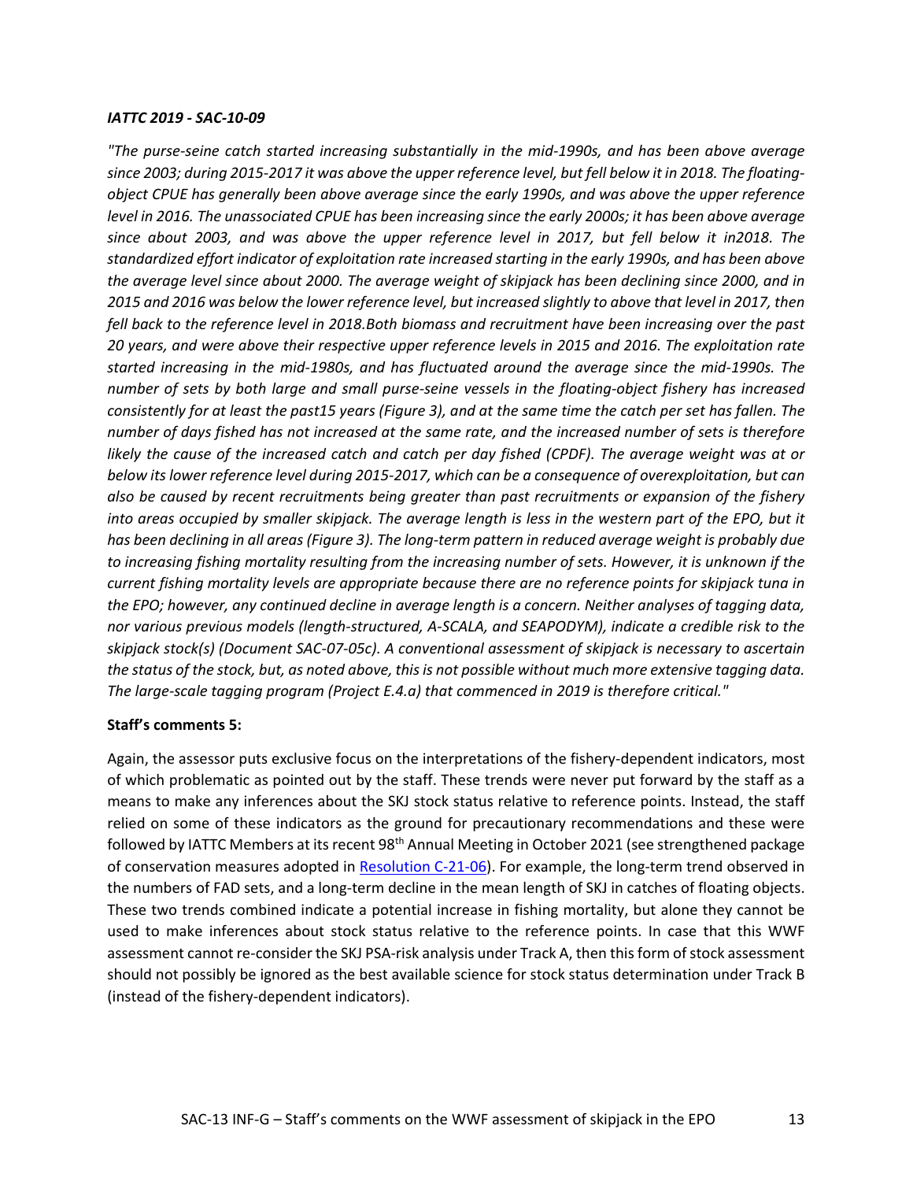***IATTC 2019 - SAC-10-09***

*"The purse-seine catch started increasing substantially in the mid-1990s, and has been above average since 2003; during 2015-2017 it was above the upper reference level, but fell below it in 2018. The floating-object CPUE has generally been above average since the early 1990s, and was above the upper reference level in 2016. The unassociated CPUE has been increasing since the early 2000s; it has been above average since about 2003, and was above the upper reference level in 2017, but fell below it in2018. The standardized effort indicator of exploitation rate increased starting in the early 1990s, and has been above the average level since about 2000. The average weight of skipjack has been declining since 2000, and in 2015 and 2016 was below the lower reference level, but increased slightly to above that level in 2017, then fell back to the reference level in 2018.Both biomass and recruitment have been increasing over the past 20 years, and were above their respective upper reference levels in 2015 and 2016. The exploitation rate started increasing in the mid-1980s, and has fluctuated around the average since the mid-1990s. The number of sets by both large and small purse-seine vessels in the floating-object fishery has increased consistently for at least the past15 years (Figure 3), and at the same time the catch per set has fallen. The number of days fished has not increased at the same rate, and the increased number of sets is therefore likely the cause of the increased catch and catch per day fished (CPDF). The average weight was at or below its lower reference level during 2015-2017, which can be a consequence of overexploitation, but can also be caused by recent recruitments being greater than past recruitments or expansion of the fishery into areas occupied by smaller skipjack. The average length is less in the western part of the EPO, but it has been declining in all areas (Figure 3). The long-term pattern in reduced average weight is probably due to increasing fishing mortality resulting from the increasing number of sets. However, it is unknown if the current fishing mortality levels are appropriate because there are no reference points for skipjack tuna in the EPO; however, any continued decline in average length is a concern. Neither analyses of tagging data, nor various previous models (length-structured, A-SCALA, and SEAPODYM), indicate a credible risk to the skipjack stock(s) (Document SAC-07-05c). A conventional assessment of skipjack is necessary to ascertain the status of the stock, but, as noted above, this is not possible without much more extensive tagging data. The large-scale tagging program (Project E.4.a) that commenced in 2019 is therefore critical."*

**Staff's comments 5:**

Again, the assessor puts exclusive focus on the interpretations of the fishery-dependent indicators, most of which problematic as pointed out by the staff. These trends were never put forward by the staff as a means to make any inferences about the SKJ stock status relative to reference points. Instead, the staff relied on some of these indicators as the ground for precautionary recommendations and these were followed by IATTC Members at its recent 98th Annual Meeting in October 2021 (see strengthened package of conservation measures adopted in [Resolution C-21-06]). For example, the long-term trend observed in the numbers of FAD sets, and a long-term decline in the mean length of SKJ in catches of floating objects. These two trends combined indicate a potential increase in fishing mortality, but alone they cannot be used to make inferences about stock status relative to the reference points. In case that this WWF assessment cannot re-consider the SKJ PSA-risk analysis under Track A, then this form of stock assessment should not possibly be ignored as the best available science for stock status determination under Track B (instead of the fishery-dependent indicators).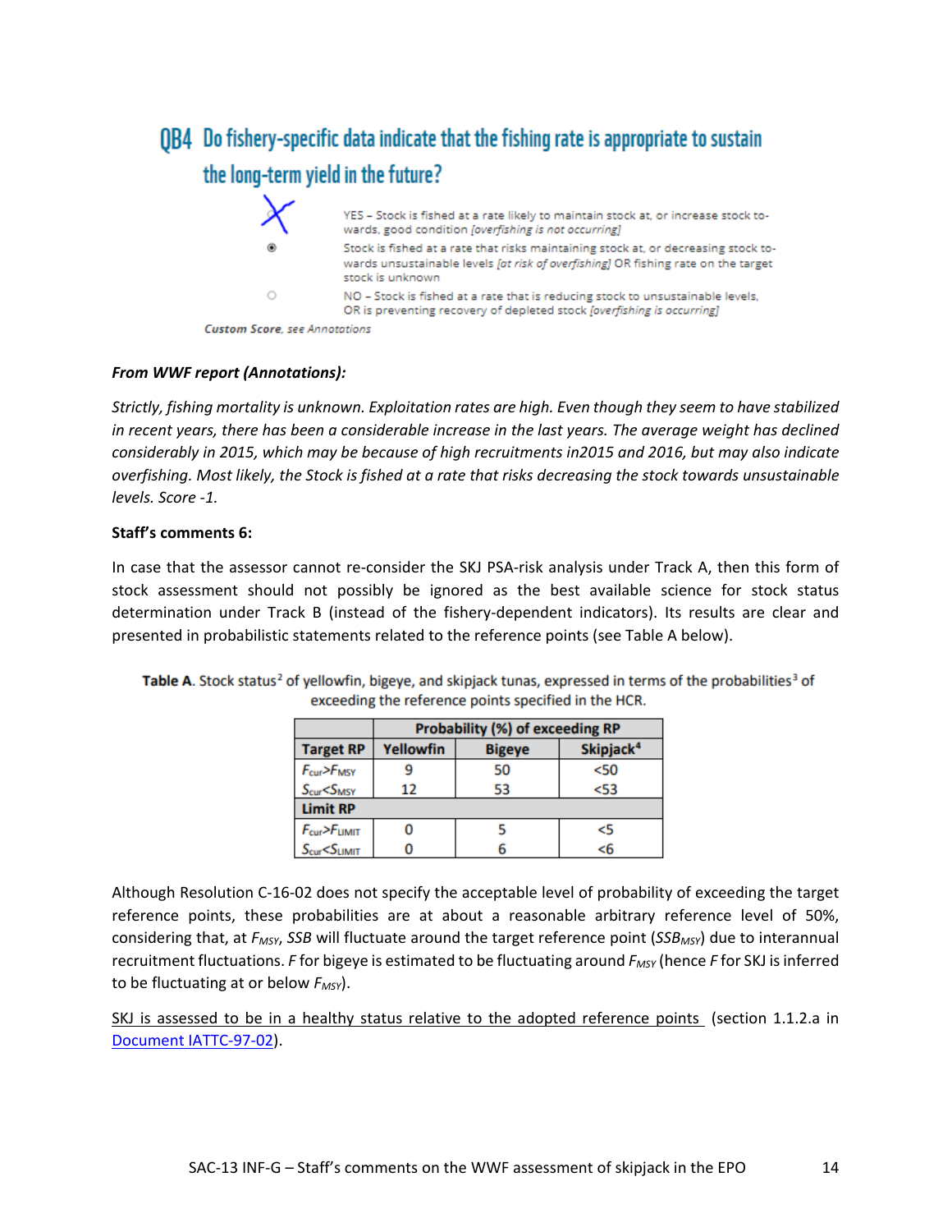## QB4 Do fishery-specific data indicate that the fishing rate is appropriate to sustain the long-term yield in the future?

- ☒ YES – Stock is fished at a rate likely to maintain stock at, or increase stock towards, good condition *[overfishing is not occurring]*
- ◉ Stock is fished at a rate that risks maintaining stock at, or decreasing stock towards unsustainable levels *[at risk of overfishing]* OR fishing rate on the target stock is unknown
- ○ NO – Stock is fished at a rate that is reducing stock to unsustainable levels, OR is preventing recovery of depleted stock *[overfishing is occurring]*

***Custom Score**, see Annotations*

***From WWF report (Annotations):***

*Strictly, fishing mortality is unknown. Exploitation rates are high. Even though they seem to have stabilized in recent years, there has been a considerable increase in the last years. The average weight has declined considerably in 2015, which may be because of high recruitments in2015 and 2016, but may also indicate overfishing. Most likely, the Stock is fished at a rate that risks decreasing the stock towards unsustainable levels. Score -1.*

**Staff's comments 6:**

In case that the assessor cannot re-consider the SKJ PSA-risk analysis under Track A, then this form of stock assessment should not possibly be ignored as the best available science for stock status determination under Track B (instead of the fishery-dependent indicators). Its results are clear and presented in probabilistic statements related to the reference points (see Table A below).

**Table A**. Stock status[2] of yellowfin, bigeye, and skipjack tunas, expressed in terms of the probabilities[3] of exceeding the reference points specified in the HCR.

| | Probability (%) of exceeding RP | | |
|---|---|---|---|
| **Target RP** | **Yellowfin** | **Bigeye** | **Skipjack**[4] |
| $F_{cur}>F_{MSY}$ | 9 | 50 | <50 |
| $S_{cur}<S_{MSY}$ | 12 | 53 | <53 |
| **Limit RP** | | | |
| $F_{cur}>F_{LIMIT}$ | 0 | 5 | <5 |
| $S_{cur}<S_{LIMIT}$ | 0 | 6 | <6 |

Although Resolution C-16-02 does not specify the acceptable level of probability of exceeding the target reference points, these probabilities are at about a reasonable arbitrary reference level of 50%, considering that, at $F_{MSY}$, $SSB$ will fluctuate around the target reference point ($SSB_{MSY}$) due to interannual recruitment fluctuations. $F$ for bigeye is estimated to be fluctuating around $F_{MSY}$ (hence $F$ for SKJ is inferred to be fluctuating at or below $F_{MSY}$).

<u>SKJ is assessed to be in a healthy status relative to the adopted reference points</u> (section 1.1.2.a in Document IATTC-97-02).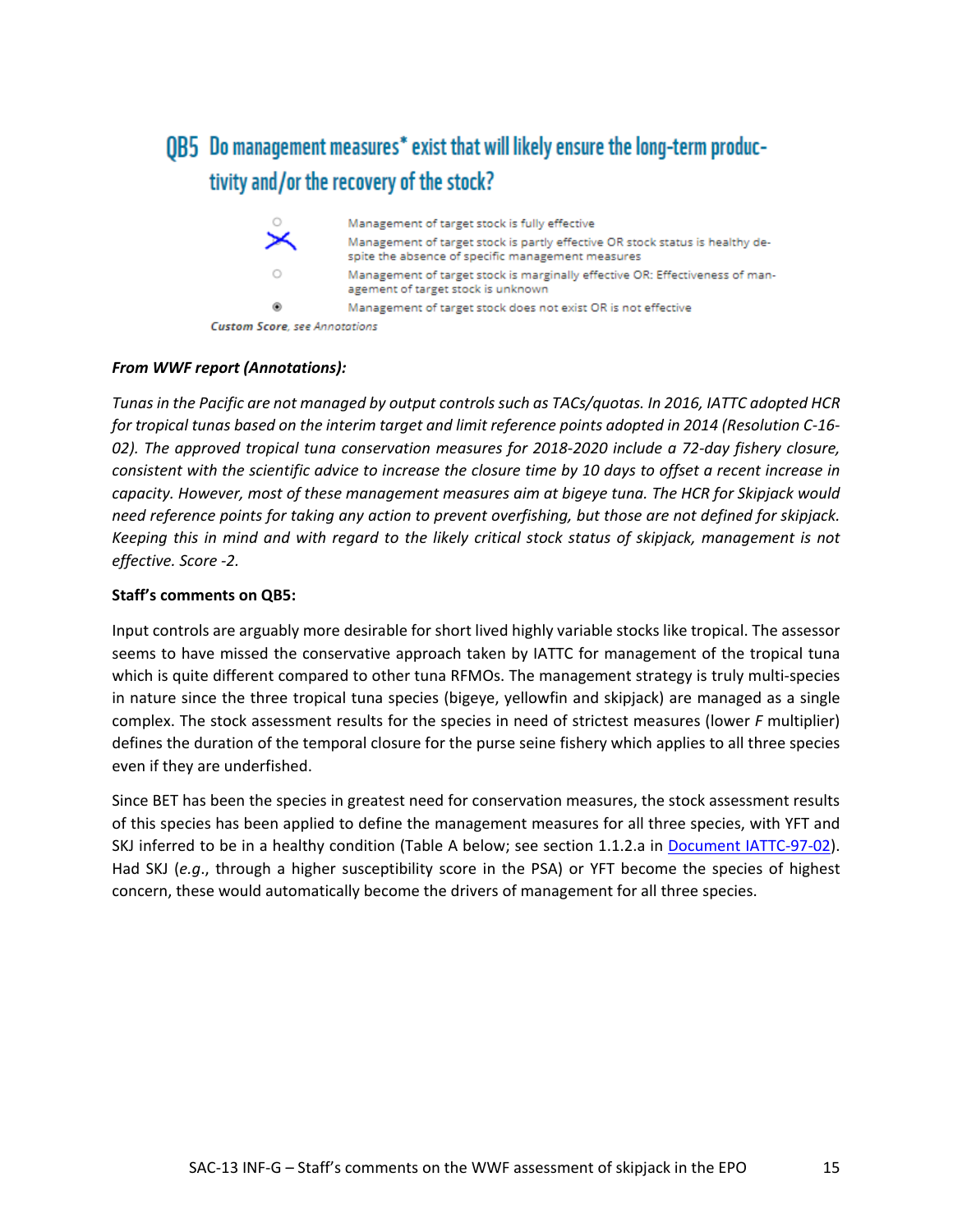## QB5 Do management measures* exist that will likely ensure the long-term productivity and/or the recovery of the stock?

- ○ Management of target stock is fully effective
- ✕ Management of target stock is partly effective OR stock status is healthy despite the absence of specific management measures
- ○ Management of target stock is marginally effective OR: Effectiveness of management of target stock is unknown
- ◉ Management of target stock does not exist OR is not effective

*Custom Score, see Annotations*

***From WWF report (Annotations):***

*Tunas in the Pacific are not managed by output controls such as TACs/quotas. In 2016, IATTC adopted HCR for tropical tunas based on the interim target and limit reference points adopted in 2014 (Resolution C-16-02). The approved tropical tuna conservation measures for 2018-2020 include a 72-day fishery closure, consistent with the scientific advice to increase the closure time by 10 days to offset a recent increase in capacity. However, most of these management measures aim at bigeye tuna. The HCR for Skipjack would need reference points for taking any action to prevent overfishing, but those are not defined for skipjack. Keeping this in mind and with regard to the likely critical stock status of skipjack, management is not effective. Score -2.*

**Staff's comments on QB5:**

Input controls are arguably more desirable for short lived highly variable stocks like tropical. The assessor seems to have missed the conservative approach taken by IATTC for management of the tropical tuna which is quite different compared to other tuna RFMOs. The management strategy is truly multi-species in nature since the three tropical tuna species (bigeye, yellowfin and skipjack) are managed as a single complex. The stock assessment results for the species in need of strictest measures (lower *F* multiplier) defines the duration of the temporal closure for the purse seine fishery which applies to all three species even if they are underfished.

Since BET has been the species in greatest need for conservation measures, the stock assessment results of this species has been applied to define the management measures for all three species, with YFT and SKJ inferred to be in a healthy condition (Table A below; see section 1.1.2.a in Document IATTC-97-02). Had SKJ (*e.g.*, through a higher susceptibility score in the PSA) or YFT become the species of highest concern, these would automatically become the drivers of management for all three species.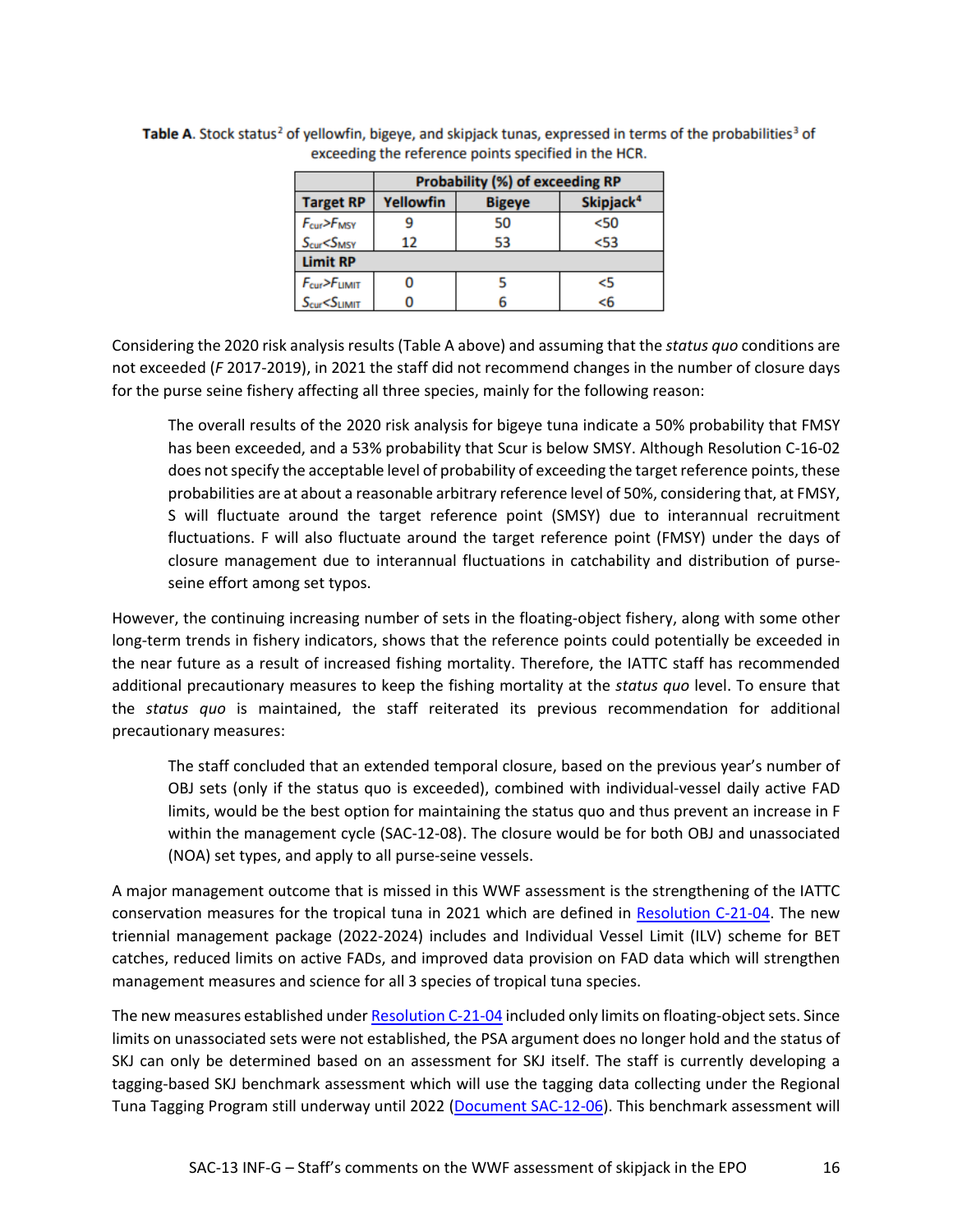**Table A**. Stock status[2] of yellowfin, bigeye, and skipjack tunas, expressed in terms of the probabilities[3] of exceeding the reference points specified in the HCR.

| | Probability (%) of exceeding RP | | |
|---|---|---|---|
| **Target RP** | **Yellowfin** | **Bigeye** | **Skipjack[4]** |
| $F_{cur}>F_{MSY}$ | 9 | 50 | <50 |
| $S_{cur}<S_{MSY}$ | 12 | 53 | <53 |
| **Limit RP** | | | |
| $F_{cur}>F_{LIMIT}$ | 0 | 5 | <5 |
| $S_{cur}<S_{LIMIT}$ | 0 | 6 | <6 |

Considering the 2020 risk analysis results (Table A above) and assuming that the *status quo* conditions are not exceeded (*F* 2017-2019), in 2021 the staff did not recommend changes in the number of closure days for the purse seine fishery affecting all three species, mainly for the following reason:

> The overall results of the 2020 risk analysis for bigeye tuna indicate a 50% probability that FMSY has been exceeded, and a 53% probability that Scur is below SMSY. Although Resolution C-16-02 does not specify the acceptable level of probability of exceeding the target reference points, these probabilities are at about a reasonable arbitrary reference level of 50%, considering that, at FMSY, S will fluctuate around the target reference point (SMSY) due to interannual recruitment fluctuations. F will also fluctuate around the target reference point (FMSY) under the days of closure management due to interannual fluctuations in catchability and distribution of purse-seine effort among set typos.

However, the continuing increasing number of sets in the floating-object fishery, along with some other long-term trends in fishery indicators, shows that the reference points could potentially be exceeded in the near future as a result of increased fishing mortality. Therefore, the IATTC staff has recommended additional precautionary measures to keep the fishing mortality at the *status quo* level. To ensure that the *status quo* is maintained, the staff reiterated its previous recommendation for additional precautionary measures:

> The staff concluded that an extended temporal closure, based on the previous year's number of OBJ sets (only if the status quo is exceeded), combined with individual-vessel daily active FAD limits, would be the best option for maintaining the status quo and thus prevent an increase in F within the management cycle (SAC-12-08). The closure would be for both OBJ and unassociated (NOA) set types, and apply to all purse-seine vessels.

A major management outcome that is missed in this WWF assessment is the strengthening of the IATTC conservation measures for the tropical tuna in 2021 which are defined in Resolution C-21-04. The new triennial management package (2022-2024) includes and Individual Vessel Limit (ILV) scheme for BET catches, reduced limits on active FADs, and improved data provision on FAD data which will strengthen management measures and science for all 3 species of tropical tuna species.

The new measures established under Resolution C-21-04 included only limits on floating-object sets. Since limits on unassociated sets were not established, the PSA argument does no longer hold and the status of SKJ can only be determined based on an assessment for SKJ itself. The staff is currently developing a tagging-based SKJ benchmark assessment which will use the tagging data collecting under the Regional Tuna Tagging Program still underway until 2022 (Document SAC-12-06). This benchmark assessment will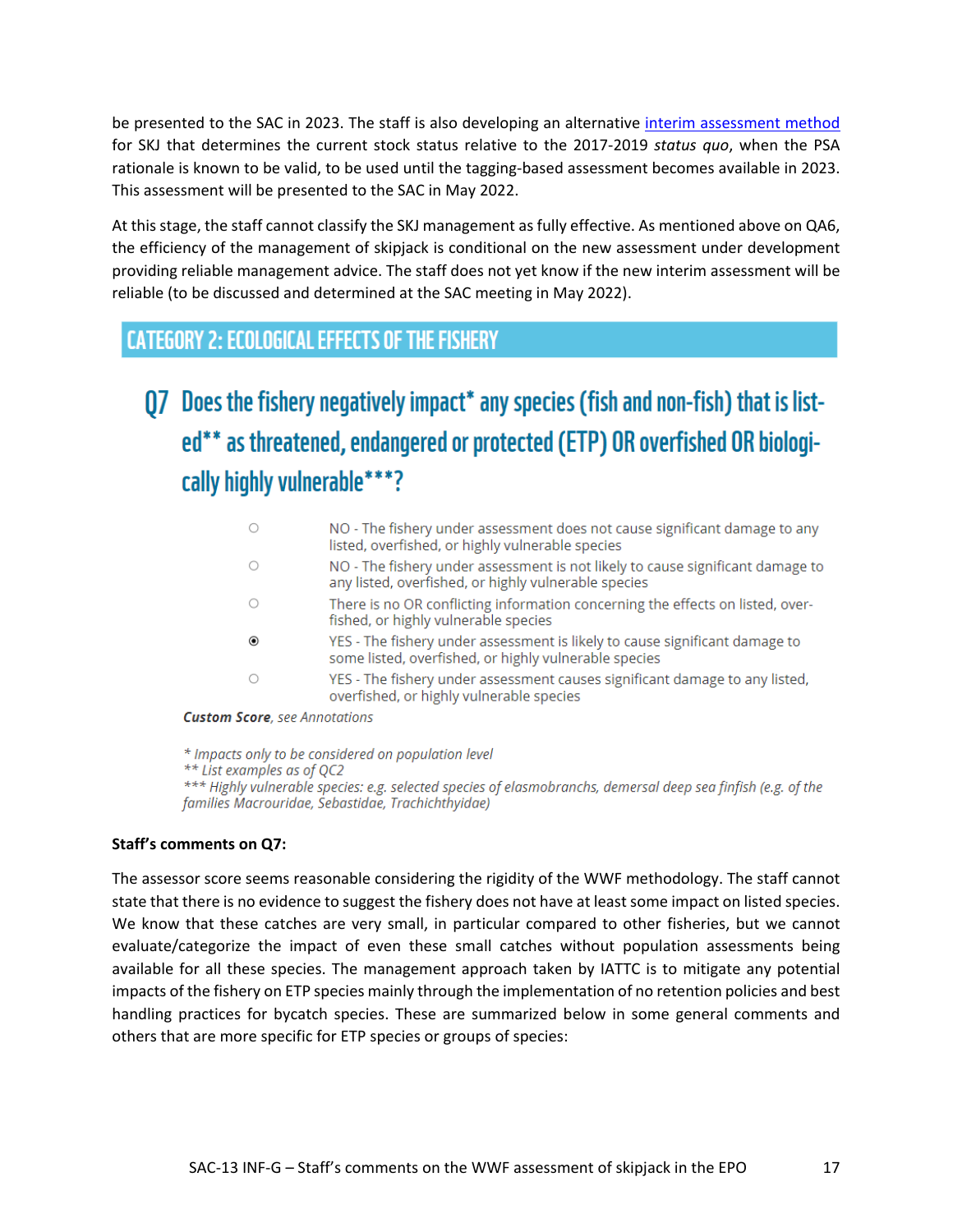be presented to the SAC in 2023. The staff is also developing an alternative [interim assessment method](interim assessment method) for SKJ that determines the current stock status relative to the 2017-2019 *status quo*, when the PSA rationale is known to be valid, to be used until the tagging-based assessment becomes available in 2023. This assessment will be presented to the SAC in May 2022.

At this stage, the staff cannot classify the SKJ management as fully effective. As mentioned above on QA6, the efficiency of the management of skipjack is conditional on the new assessment under development providing reliable management advice. The staff does not yet know if the new interim assessment will be reliable (to be discussed and determined at the SAC meeting in May 2022).

## CATEGORY 2: ECOLOGICAL EFFECTS OF THE FISHERY

### Q7 Does the fishery negatively impact* any species (fish and non-fish) that is listed** as threatened, endangered or protected (ETP) OR overfished OR biologically highly vulnerable***?

- ○ NO - The fishery under assessment does not cause significant damage to any listed, overfished, or highly vulnerable species
- ○ NO - The fishery under assessment is not likely to cause significant damage to any listed, overfished, or highly vulnerable species
- ○ There is no OR conflicting information concerning the effects on listed, overfished, or highly vulnerable species
- ◉ YES - The fishery under assessment is likely to cause significant damage to some listed, overfished, or highly vulnerable species
- ○ YES - The fishery under assessment causes significant damage to any listed, overfished, or highly vulnerable species

***Custom Score**, see Annotations*

*\* Impacts only to be considered on population level*
*\*\* List examples as of QC2*
*\*\*\* Highly vulnerable species: e.g. selected species of elasmobranchs, demersal deep sea finfish (e.g. of the families Macrouridae, Sebastidae, Trachichthyidae)*

**Staff's comments on Q7:**

The assessor score seems reasonable considering the rigidity of the WWF methodology. The staff cannot state that there is no evidence to suggest the fishery does not have at least some impact on listed species. We know that these catches are very small, in particular compared to other fisheries, but we cannot evaluate/categorize the impact of even these small catches without population assessments being available for all these species. The management approach taken by IATTC is to mitigate any potential impacts of the fishery on ETP species mainly through the implementation of no retention policies and best handling practices for bycatch species. These are summarized below in some general comments and others that are more specific for ETP species or groups of species: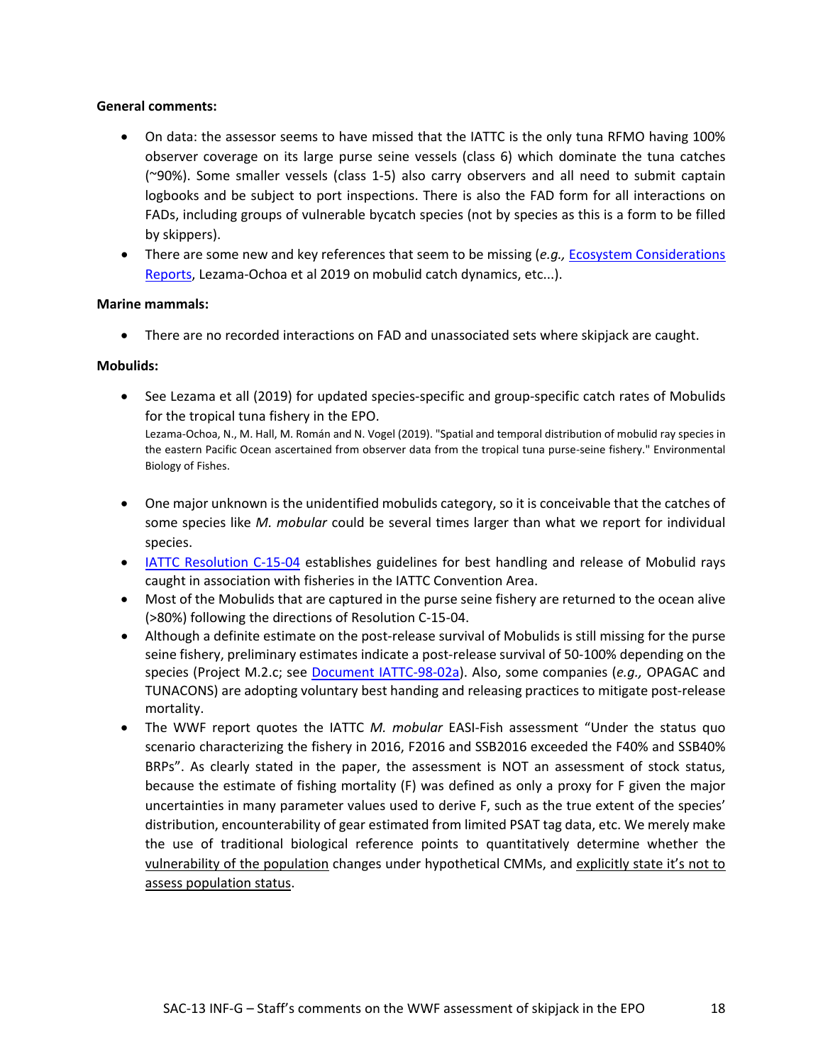**General comments:**

- On data: the assessor seems to have missed that the IATTC is the only tuna RFMO having 100% observer coverage on its large purse seine vessels (class 6) which dominate the tuna catches (~90%). Some smaller vessels (class 1-5) also carry observers and all need to submit captain logbooks and be subject to port inspections. There is also the FAD form for all interactions on FADs, including groups of vulnerable bycatch species (not by species as this is a form to be filled by skippers).
- There are some new and key references that seem to be missing (*e.g.,* Ecosystem Considerations Reports, Lezama-Ochoa et al 2019 on mobulid catch dynamics, etc...).

**Marine mammals:**

- There are no recorded interactions on FAD and unassociated sets where skipjack are caught.

**Mobulids:**

- See Lezama et all (2019) for updated species-specific and group-specific catch rates of Mobulids for the tropical tuna fishery in the EPO.
  Lezama-Ochoa, N., M. Hall, M. Román and N. Vogel (2019). "Spatial and temporal distribution of mobulid ray species in the eastern Pacific Ocean ascertained from observer data from the tropical tuna purse-seine fishery." Environmental Biology of Fishes.

- One major unknown is the unidentified mobulids category, so it is conceivable that the catches of some species like *M. mobular* could be several times larger than what we report for individual species.
- IATTC Resolution C-15-04 establishes guidelines for best handling and release of Mobulid rays caught in association with fisheries in the IATTC Convention Area.
- Most of the Mobulids that are captured in the purse seine fishery are returned to the ocean alive (>80%) following the directions of Resolution C-15-04.
- Although a definite estimate on the post-release survival of Mobulids is still missing for the purse seine fishery, preliminary estimates indicate a post-release survival of 50-100% depending on the species (Project M.2.c; see Document IATTC-98-02a). Also, some companies (*e.g.,* OPAGAC and TUNACONS) are adopting voluntary best handing and releasing practices to mitigate post-release mortality.
- The WWF report quotes the IATTC *M. mobular* EASI-Fish assessment "Under the status quo scenario characterizing the fishery in 2016, F2016 and SSB2016 exceeded the F40% and SSB40% BRPs". As clearly stated in the paper, the assessment is NOT an assessment of stock status, because the estimate of fishing mortality (F) was defined as only a proxy for F given the major uncertainties in many parameter values used to derive F, such as the true extent of the species' distribution, encounterability of gear estimated from limited PSAT tag data, etc. We merely make the use of traditional biological reference points to quantitatively determine whether the vulnerability of the population changes under hypothetical CMMs, and explicitly state it's not to assess population status.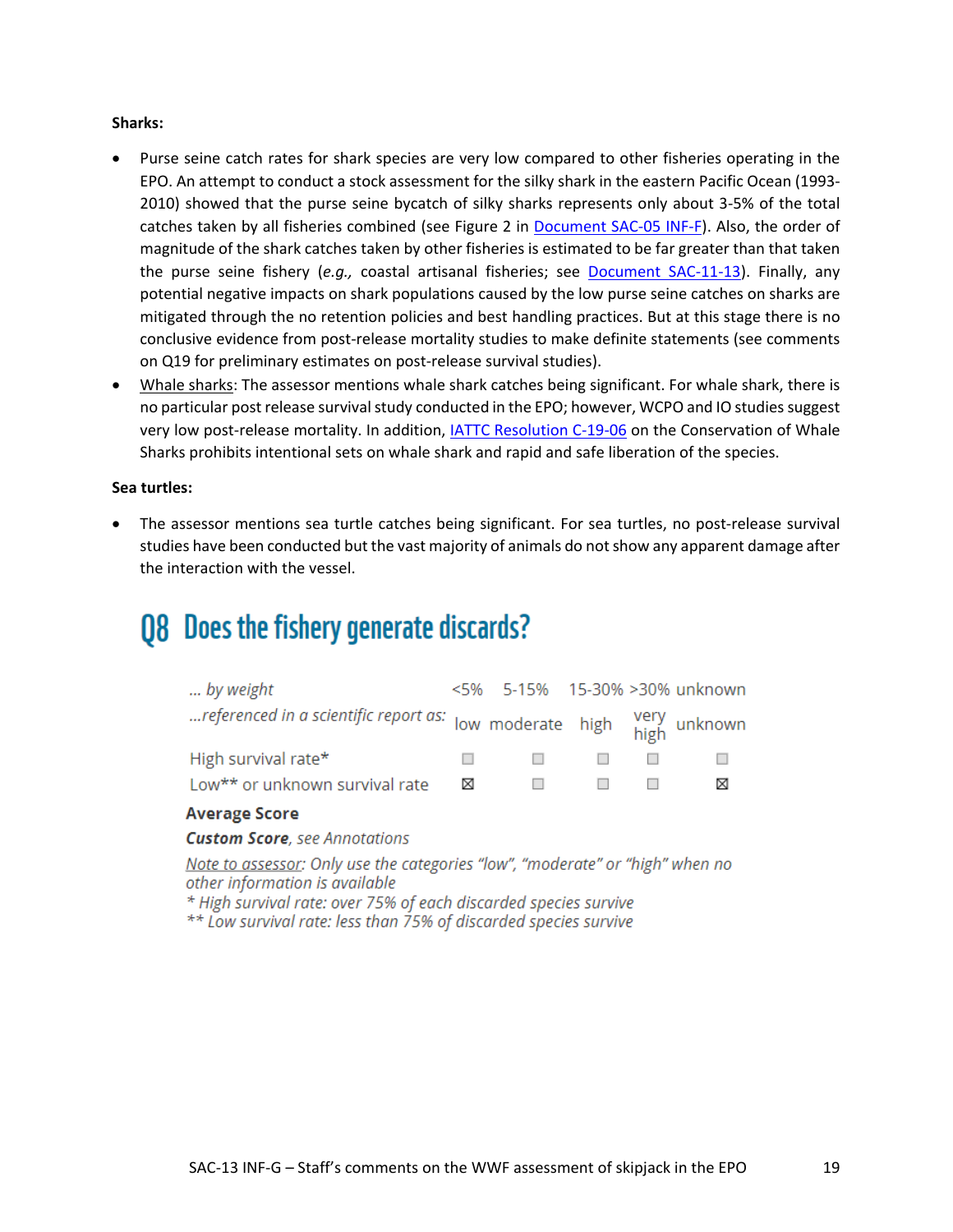**Sharks:**

- Purse seine catch rates for shark species are very low compared to other fisheries operating in the EPO. An attempt to conduct a stock assessment for the silky shark in the eastern Pacific Ocean (1993-2010) showed that the purse seine bycatch of silky sharks represents only about 3-5% of the total catches taken by all fisheries combined (see Figure 2 in Document SAC-05 INF-F). Also, the order of magnitude of the shark catches taken by other fisheries is estimated to be far greater than that taken the purse seine fishery (*e.g.,* coastal artisanal fisheries; see Document SAC-11-13). Finally, any potential negative impacts on shark populations caused by the low purse seine catches on sharks are mitigated through the no retention policies and best handling practices. But at this stage there is no conclusive evidence from post-release mortality studies to make definite statements (see comments on Q19 for preliminary estimates on post-release survival studies).
- Whale sharks: The assessor mentions whale shark catches being significant. For whale shark, there is no particular post release survival study conducted in the EPO; however, WCPO and IO studies suggest very low post-release mortality. In addition, IATTC Resolution C-19-06 on the Conservation of Whale Sharks prohibits intentional sets on whale shark and rapid and safe liberation of the species.

**Sea turtles:**

- The assessor mentions sea turtle catches being significant. For sea turtles, no post-release survival studies have been conducted but the vast majority of animals do not show any apparent damage after the interaction with the vessel.

# Q8 Does the fishery generate discards?

| *... by weight* | <5% | 5-15% | 15-30% | >30% | unknown |
|---|---|---|---|---|---|
| *...referenced in a scientific report as:* | low | moderate | high | very high | unknown |
| High survival rate* | ☐ | ☐ | ☐ | ☐ | ☐ |
| Low** or unknown survival rate | ☒ | ☐ | ☐ | ☐ | ☒ |

**Average Score**

***Custom Score**, see Annotations*

*Note to assessor: Only use the categories "low", "moderate" or "high" when no other information is available*
*\* High survival rate: over 75% of each discarded species survive*
*\*\* Low survival rate: less than 75% of discarded species survive*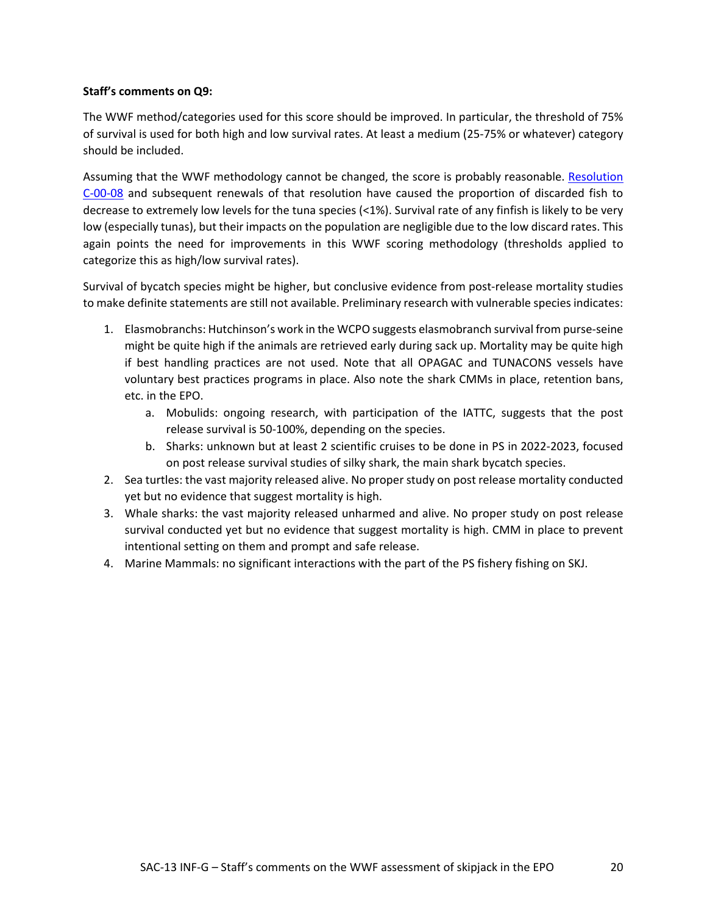**Staff's comments on Q9:**

The WWF method/categories used for this score should be improved. In particular, the threshold of 75% of survival is used for both high and low survival rates. At least a medium (25-75% or whatever) category should be included.

Assuming that the WWF methodology cannot be changed, the score is probably reasonable. [Resolution C-00-08](#) and subsequent renewals of that resolution have caused the proportion of discarded fish to decrease to extremely low levels for the tuna species (<1%). Survival rate of any finfish is likely to be very low (especially tunas), but their impacts on the population are negligible due to the low discard rates. This again points the need for improvements in this WWF scoring methodology (thresholds applied to categorize this as high/low survival rates).

Survival of bycatch species might be higher, but conclusive evidence from post-release mortality studies to make definite statements are still not available. Preliminary research with vulnerable species indicates:

1. Elasmobranchs: Hutchinson's work in the WCPO suggests elasmobranch survival from purse-seine might be quite high if the animals are retrieved early during sack up. Mortality may be quite high if best handling practices are not used. Note that all OPAGAC and TUNACONS vessels have voluntary best practices programs in place. Also note the shark CMMs in place, retention bans, etc. in the EPO.
    a. Mobulids: ongoing research, with participation of the IATTC, suggests that the post release survival is 50-100%, depending on the species.
    b. Sharks: unknown but at least 2 scientific cruises to be done in PS in 2022-2023, focused on post release survival studies of silky shark, the main shark bycatch species.
2. Sea turtles: the vast majority released alive. No proper study on post release mortality conducted yet but no evidence that suggest mortality is high.
3. Whale sharks: the vast majority released unharmed and alive. No proper study on post release survival conducted yet but no evidence that suggest mortality is high. CMM in place to prevent intentional setting on them and prompt and safe release.
4. Marine Mammals: no significant interactions with the part of the PS fishery fishing on SKJ.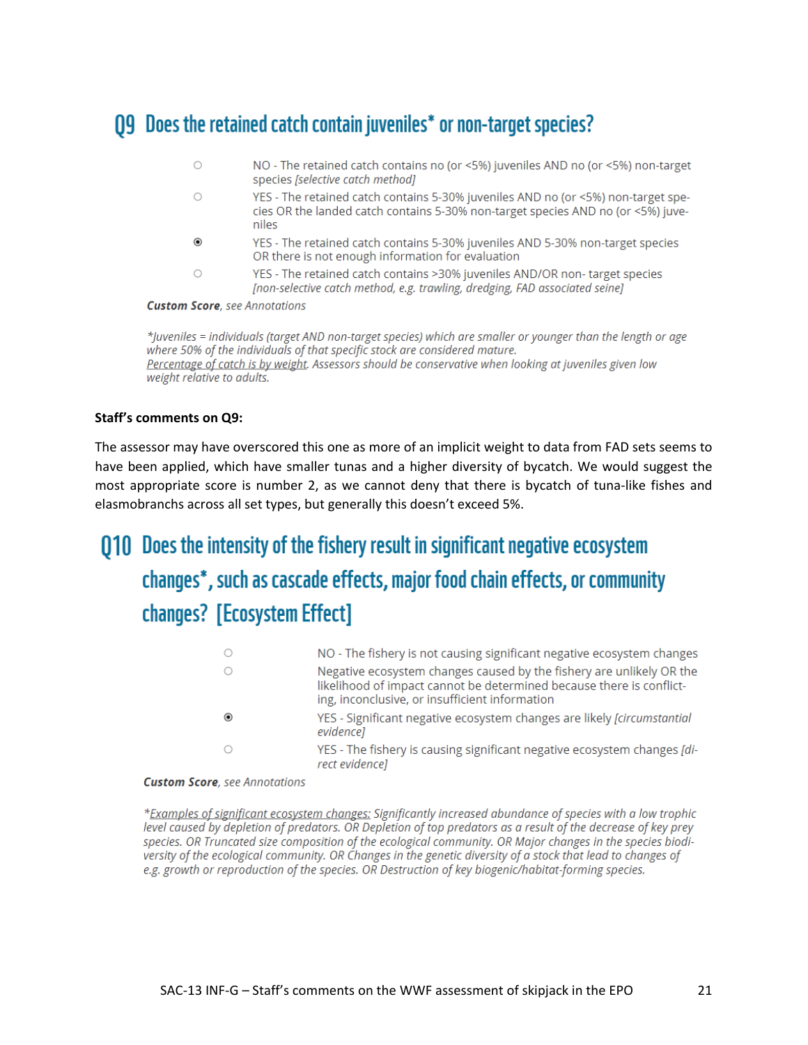## Q9 Does the retained catch contain juveniles* or non-target species?

- ○ NO - The retained catch contains no (or <5%) juveniles AND no (or <5%) non-target species *[selective catch method]*
- ○ YES - The retained catch contains 5-30% juveniles AND no (or <5%) non-target species OR the landed catch contains 5-30% non-target species AND no (or <5%) juveniles
- ◉ YES - The retained catch contains 5-30% juveniles AND 5-30% non-target species OR there is not enough information for evaluation
- ○ YES - The retained catch contains >30% juveniles AND/OR non- target species *[non-selective catch method, e.g. trawling, dredging, FAD associated seine]*

***Custom Score**, see Annotations*

*\*Juveniles = individuals (target AND non-target species) which are smaller or younger than the length or age where 50% of the individuals of that specific stock are considered mature.*
*Percentage of catch is by weight. Assessors should be conservative when looking at juveniles given low weight relative to adults.*

**Staff's comments on Q9:**

The assessor may have overscored this one as more of an implicit weight to data from FAD sets seems to have been applied, which have smaller tunas and a higher diversity of bycatch. We would suggest the most appropriate score is number 2, as we cannot deny that there is bycatch of tuna-like fishes and elasmobranchs across all set types, but generally this doesn't exceed 5%.

## Q10 Does the intensity of the fishery result in significant negative ecosystem changes*, such as cascade effects, major food chain effects, or community changes? [Ecosystem Effect]

- ○ NO - The fishery is not causing significant negative ecosystem changes
- ○ Negative ecosystem changes caused by the fishery are unlikely OR the likelihood of impact cannot be determined because there is conflicting, inconclusive, or insufficient information
- ◉ YES - Significant negative ecosystem changes are likely *[circumstantial evidence]*
- ○ YES - The fishery is causing significant negative ecosystem changes *[direct evidence]*

***Custom Score**, see Annotations*

*\*Examples of significant ecosystem changes: Significantly increased abundance of species with a low trophic level caused by depletion of predators. OR Depletion of top predators as a result of the decrease of key prey species. OR Truncated size composition of the ecological community. OR Major changes in the species biodiversity of the ecological community. OR Changes in the genetic diversity of a stock that lead to changes of e.g. growth or reproduction of the species. OR Destruction of key biogenic/habitat-forming species.*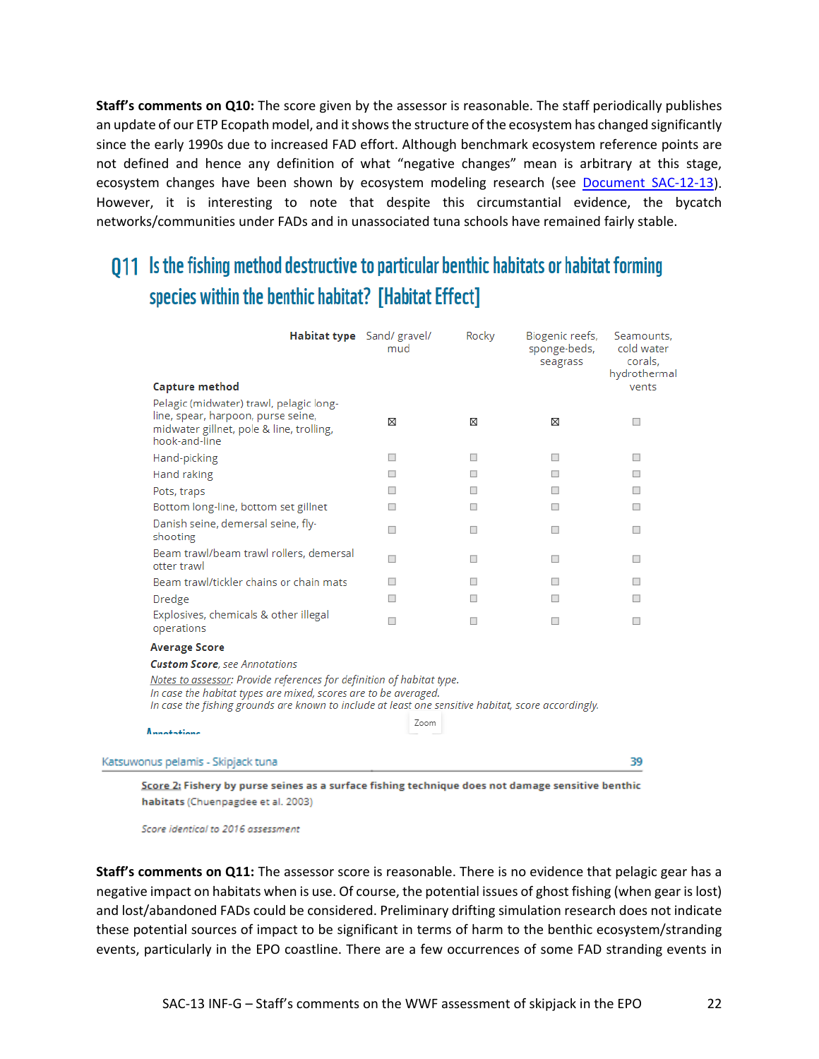**Staff's comments on Q10:** The score given by the assessor is reasonable. The staff periodically publishes an update of our ETP Ecopath model, and it shows the structure of the ecosystem has changed significantly since the early 1990s due to increased FAD effort. Although benchmark ecosystem reference points are not defined and hence any definition of what "negative changes" mean is arbitrary at this stage, ecosystem changes have been shown by ecosystem modeling research (see [Document SAC-12-13]). However, it is interesting to note that despite this circumstantial evidence, the bycatch networks/communities under FADs and in unassociated tuna schools have remained fairly stable.

## Q11 Is the fishing method destructive to particular benthic habitats or habitat forming species within the benthic habitat? [Habitat Effect]

| Capture method / Habitat type | Sand/ gravel/ mud | Rocky | Biogenic reefs, sponge-beds, seagrass | Seamounts, cold water corals, hydrothermal vents |
|---|---|---|---|---|
| Pelagic (midwater) trawl, pelagic long-line, spear, harpoon, purse seine, midwater gillnet, pole & line, trolling, hook-and-line | ☒ | ☒ | ☒ | ☐ |
| Hand-picking | ☐ | ☐ | ☐ | ☐ |
| Hand raking | ☐ | ☐ | ☐ | ☐ |
| Pots, traps | ☐ | ☐ | ☐ | ☐ |
| Bottom long-line, bottom set gillnet | ☐ | ☐ | ☐ | ☐ |
| Danish seine, demersal seine, fly-shooting | ☐ | ☐ | ☐ | ☐ |
| Beam trawl/beam trawl rollers, demersal otter trawl | ☐ | ☐ | ☐ | ☐ |
| Beam trawl/tickler chains or chain mats | ☐ | ☐ | ☐ | ☐ |
| Dredge | ☐ | ☐ | ☐ | ☐ |
| Explosives, chemicals & other illegal operations | ☐ | ☐ | ☐ | ☐ |

**Average Score**

***Custom Score**, see Annotations*

*Notes to assessor: Provide references for definition of habitat type.*
*In case the habitat types are mixed, scores are to be averaged.*
*In case the fishing grounds are known to include at least one sensitive habitat, score accordingly.*

Katsuwonus pelamis - Skipjack tuna 39

Score 2: **Fishery by purse seines as a surface fishing technique does not damage sensitive benthic habitats** (Chuenpagdee et al. 2003)

*Score identical to 2016 assessment*

**Staff's comments on Q11:** The assessor score is reasonable. There is no evidence that pelagic gear has a negative impact on habitats when is use. Of course, the potential issues of ghost fishing (when gear is lost) and lost/abandoned FADs could be considered. Preliminary drifting simulation research does not indicate these potential sources of impact to be significant in terms of harm to the benthic ecosystem/stranding events, particularly in the EPO coastline. There are a few occurrences of some FAD stranding events in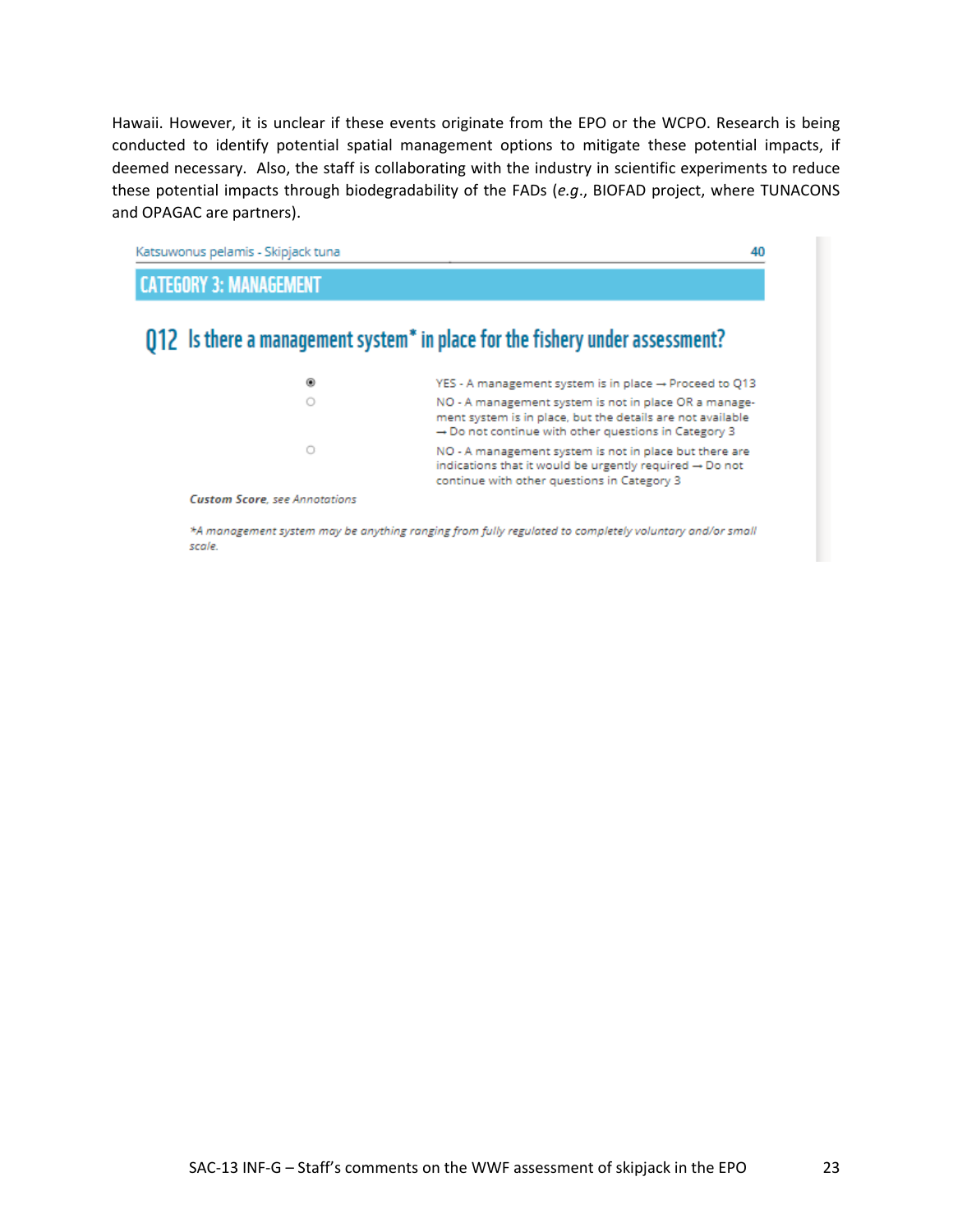Hawaii. However, it is unclear if these events originate from the EPO or the WCPO. Research is being conducted to identify potential spatial management options to mitigate these potential impacts, if deemed necessary. Also, the staff is collaborating with the industry in scientific experiments to reduce these potential impacts through biodegradability of the FADs (*e.g.*, BIOFAD project, where TUNACONS and OPAGAC are partners).

Katsuwonus pelamis - Skipjack tuna 40

## CATEGORY 3: MANAGEMENT

### Q12 Is there a management system* in place for the fishery under assessment?

- ◉ YES - A management system is in place → Proceed to Q13
- ○ NO - A management system is not in place OR a management system is in place, but the details are not available → Do not continue with other questions in Category 3
- ○ NO - A management system is not in place but there are indications that it would be urgently required → Do not continue with other questions in Category 3

***Custom Score**, see Annotations*

**A management system may be anything ranging from fully regulated to completely voluntary and/or small scale.*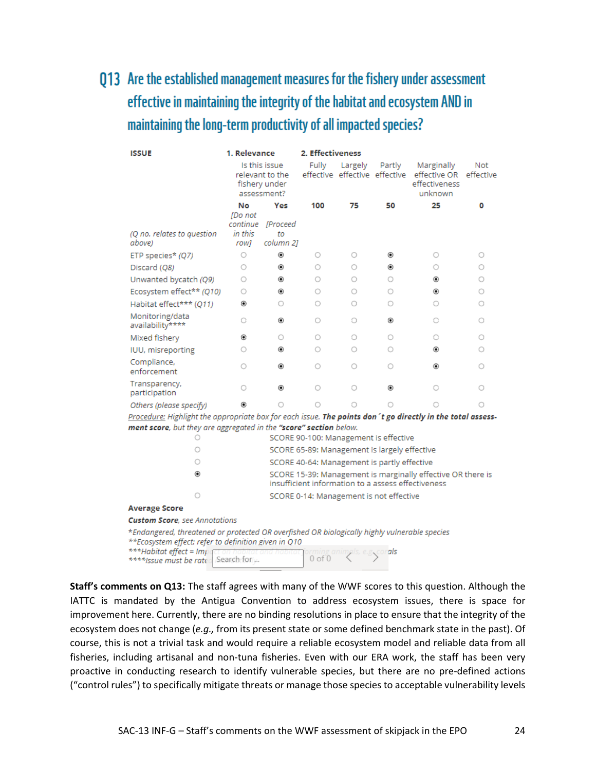# Q13 Are the established management measures for the fishery under assessment effective in maintaining the integrity of the habitat and ecosystem AND in maintaining the long-term productivity of all impacted species?

| ISSUE | 1. Relevance | | 2. Effectiveness | | | | |
|---|---|---|---|---|---|---|---|
| | Is this issue relevant to the fishery under assessment? | | Fully effective | Largely effective | Partly effective | Marginally effective OR effectiveness unknown | Not effective |
| *(Q no. relates to question above)* | No *[Do not continue in this row]* | Yes *[Proceed to column 2]* | 100 | 75 | 50 | 25 | 0 |
| ETP species* *(Q7)* | ○ | ◉ | ○ | ○ | ◉ | ○ | ○ |
| Discard *(Q8)* | ○ | ◉ | ○ | ○ | ◉ | ○ | ○ |
| Unwanted bycatch *(Q9)* | ○ | ◉ | ○ | ○ | ○ | ◉ | ○ |
| Ecosystem effect** *(Q10)* | ○ | ◉ | ○ | ○ | ○ | ◉ | ○ |
| Habitat effect*** *(Q11)* | ◉ | ○ | ○ | ○ | ○ | ○ | ○ |
| Monitoring/data availability**** | ○ | ◉ | ○ | ○ | ◉ | ○ | ○ |
| Mixed fishery | ◉ | ○ | ○ | ○ | ○ | ○ | ○ |
| IUU, misreporting | ○ | ◉ | ○ | ○ | ○ | ◉ | ○ |
| Compliance, enforcement | ○ | ◉ | ○ | ○ | ○ | ◉ | ○ |
| Transparency, participation | ○ | ◉ | ○ | ○ | ◉ | ○ | ○ |
| *Others (please specify)* | ◉ | ○ | ○ | ○ | ○ | ○ | ○ |

*Procedure: Highlight the appropriate box for each issue.* ***The points don´t go directly in the total assessment score****, but they are aggregated in the* ***"score" section*** *below.*

- ○ SCORE 90-100: Management is effective
- ○ SCORE 65-89: Management is largely effective
- ○ SCORE 40-64: Management is partly effective
- ◉ SCORE 15-39: Management is marginally effective OR there is insufficient information to a assess effectiveness
- ○ SCORE 0-14: Management is not effective

**Average Score**

***Custom Score****, see Annotations*

*\*Endangered, threatened or protected OR overfished OR biologically highly vulnerable species*
*\*\*Ecosystem effect: refer to definition given in Q10*
*\*\*\*Habitat effect = Impact on habitat and habitat forming animals, e.g. corals*
*\*\*\*\*Issue must be rate*

**Staff's comments on Q13:** The staff agrees with many of the WWF scores to this question. Although the IATTC is mandated by the Antigua Convention to address ecosystem issues, there is space for improvement here. Currently, there are no binding resolutions in place to ensure that the integrity of the ecosystem does not change (*e.g.,* from its present state or some defined benchmark state in the past). Of course, this is not a trivial task and would require a reliable ecosystem model and reliable data from all fisheries, including artisanal and non-tuna fisheries. Even with our ERA work, the staff has been very proactive in conducting research to identify vulnerable species, but there are no pre-defined actions ("control rules") to specifically mitigate threats or manage those species to acceptable vulnerability levels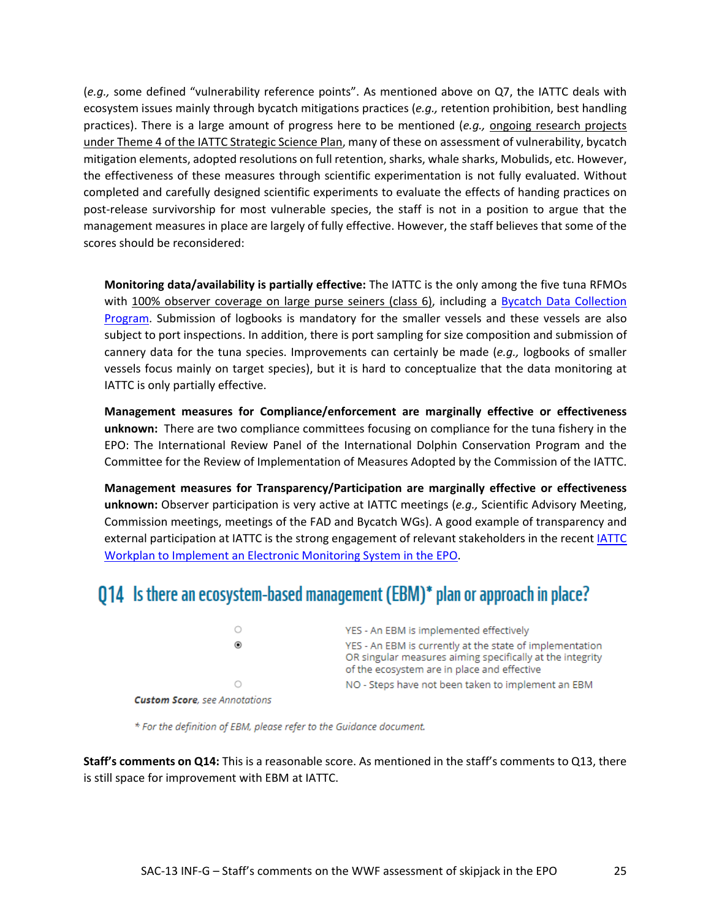(*e.g.,* some defined "vulnerability reference points". As mentioned above on Q7, the IATTC deals with ecosystem issues mainly through bycatch mitigations practices (*e.g.,* retention prohibition, best handling practices). There is a large amount of progress here to be mentioned (*e.g.,* ongoing research projects under Theme 4 of the IATTC Strategic Science Plan, many of these on assessment of vulnerability, bycatch mitigation elements, adopted resolutions on full retention, sharks, whale sharks, Mobulids, etc. However, the effectiveness of these measures through scientific experimentation is not fully evaluated. Without completed and carefully designed scientific experiments to evaluate the effects of handing practices on post-release survivorship for most vulnerable species, the staff is not in a position to argue that the management measures in place are largely of fully effective. However, the staff believes that some of the scores should be reconsidered:

**Monitoring data/availability is partially effective:** The IATTC is the only among the five tuna RFMOs with 100% observer coverage on large purse seiners (class 6), including a Bycatch Data Collection Program. Submission of logbooks is mandatory for the smaller vessels and these vessels are also subject to port inspections. In addition, there is port sampling for size composition and submission of cannery data for the tuna species. Improvements can certainly be made (*e.g.,* logbooks of smaller vessels focus mainly on target species), but it is hard to conceptualize that the data monitoring at IATTC is only partially effective.

**Management measures for Compliance/enforcement are marginally effective or effectiveness unknown:** There are two compliance committees focusing on compliance for the tuna fishery in the EPO: The International Review Panel of the International Dolphin Conservation Program and the Committee for the Review of Implementation of Measures Adopted by the Commission of the IATTC.

**Management measures for Transparency/Participation are marginally effective or effectiveness unknown:** Observer participation is very active at IATTC meetings (*e.g.,* Scientific Advisory Meeting, Commission meetings, meetings of the FAD and Bycatch WGs). A good example of transparency and external participation at IATTC is the strong engagement of relevant stakeholders in the recent IATTC Workplan to Implement an Electronic Monitoring System in the EPO.

## Q14 Is there an ecosystem-based management (EBM)* plan or approach in place?

- ○ YES - An EBM is implemented effectively
- ◉ YES - An EBM is currently at the state of implementation OR singular measures aiming specifically at the integrity of the ecosystem are in place and effective
- ○ NO - Steps have not been taken to implement an EBM

***Custom Score**, see Annotations*

*\* For the definition of EBM, please refer to the Guidance document.*

**Staff's comments on Q14:** This is a reasonable score. As mentioned in the staff's comments to Q13, there is still space for improvement with EBM at IATTC.